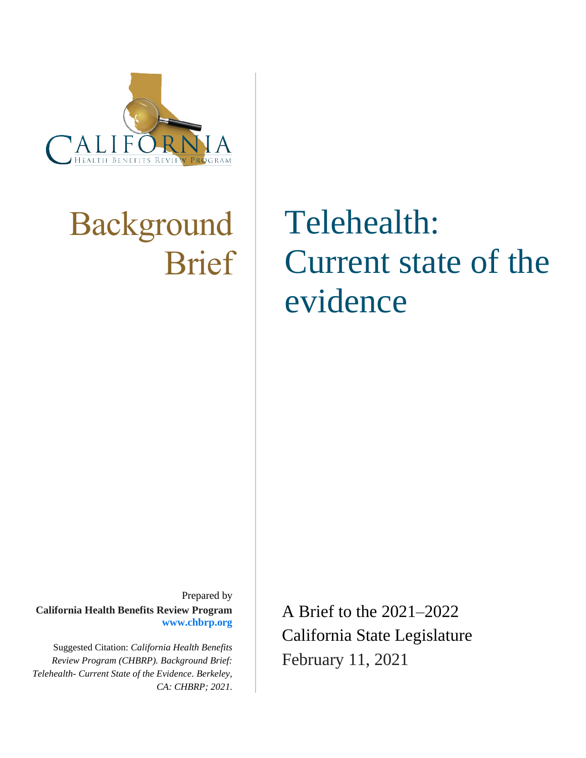CALIFORNIA

HEALTH BENEFITS REVIEW PROGRAM

# Background Brief

# Telehealth: Current state of the evidence

Prepared by
**California Health Benefits Review Program**
**www.chbrp.org**

Suggested Citation: *California Health Benefits Review Program (CHBRP). Background Brief: Telehealth- Current State of the Evidence. Berkeley, CA: CHBRP; 2021.*

A Brief to the 2021–2022 California State Legislature
February 11, 2021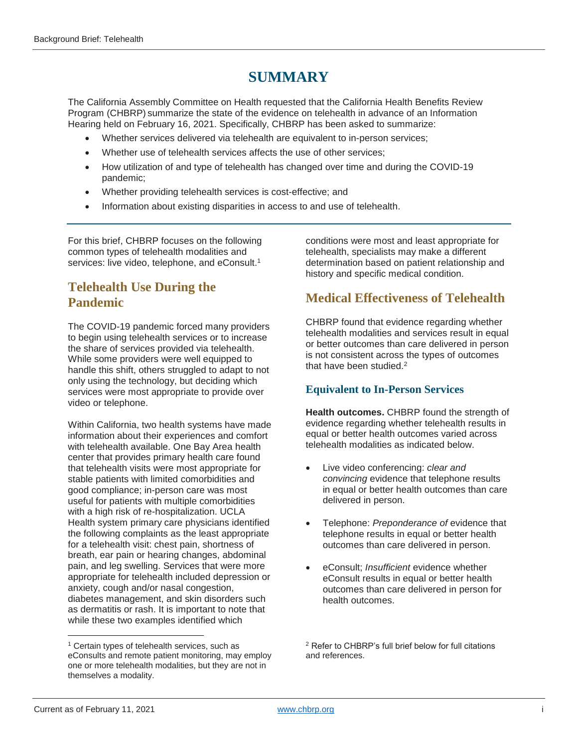# SUMMARY

The California Assembly Committee on Health requested that the California Health Benefits Review Program (CHBRP) summarize the state of the evidence on telehealth in advance of an Information Hearing held on February 16, 2021. Specifically, CHBRP has been asked to summarize:

- Whether services delivered via telehealth are equivalent to in-person services;
- Whether use of telehealth services affects the use of other services;
- How utilization of and type of telehealth has changed over time and during the COVID-19 pandemic;
- Whether providing telehealth services is cost-effective; and
- Information about existing disparities in access to and use of telehealth.

For this brief, CHBRP focuses on the following common types of telehealth modalities and services: live video, telephone, and eConsult.[1]

## Telehealth Use During the Pandemic

The COVID-19 pandemic forced many providers to begin using telehealth services or to increase the share of services provided via telehealth. While some providers were well equipped to handle this shift, others struggled to adapt to not only using the technology, but deciding which services were most appropriate to provide over video or telephone.

Within California, two health systems have made information about their experiences and comfort with telehealth available. One Bay Area health center that provides primary health care found that telehealth visits were most appropriate for stable patients with limited comorbidities and good compliance; in-person care was most useful for patients with multiple comorbidities with a high risk of re-hospitalization. UCLA Health system primary care physicians identified the following complaints as the least appropriate for a telehealth visit: chest pain, shortness of breath, ear pain or hearing changes, abdominal pain, and leg swelling. Services that were more appropriate for telehealth included depression or anxiety, cough and/or nasal congestion, diabetes management, and skin disorders such as dermatitis or rash. It is important to note that while these two examples identified which conditions were most and least appropriate for telehealth, specialists may make a different determination based on patient relationship and history and specific medical condition.

## Medical Effectiveness of Telehealth

CHBRP found that evidence regarding whether telehealth modalities and services result in equal or better outcomes than care delivered in person is not consistent across the types of outcomes that have been studied.[2]

### Equivalent to In-Person Services

**Health outcomes.** CHBRP found the strength of evidence regarding whether telehealth results in equal or better health outcomes varied across telehealth modalities as indicated below.

- Live video conferencing: *clear and convincing* evidence that telephone results in equal or better health outcomes than care delivered in person.
- Telephone: *Preponderance of* evidence that telephone results in equal or better health outcomes than care delivered in person.
- eConsult; *Insufficient* evidence whether eConsult results in equal or better health outcomes than care delivered in person for health outcomes.

[1] Certain types of telehealth services, such as eConsults and remote patient monitoring, may employ one or more telehealth modalities, but they are not in themselves a modality.

[2] Refer to CHBRP's full brief below for full citations and references.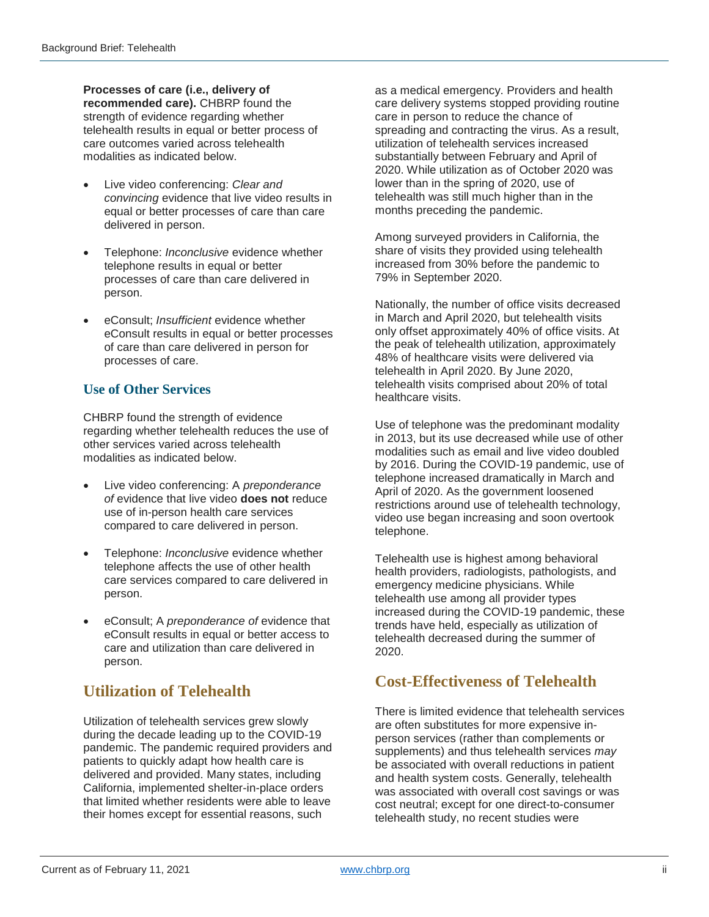**Processes of care (i.e., delivery of recommended care).** CHBRP found the strength of evidence regarding whether telehealth results in equal or better process of care outcomes varied across telehealth modalities as indicated below.

- Live video conferencing: *Clear and convincing* evidence that live video results in equal or better processes of care than care delivered in person.
- Telephone: *Inconclusive* evidence whether telephone results in equal or better processes of care than care delivered in person.
- eConsult; *Insufficient* evidence whether eConsult results in equal or better processes of care than care delivered in person for processes of care.

### Use of Other Services

CHBRP found the strength of evidence regarding whether telehealth reduces the use of other services varied across telehealth modalities as indicated below.

- Live video conferencing: A *preponderance of* evidence that live video **does not** reduce use of in-person health care services compared to care delivered in person.
- Telephone: *Inconclusive* evidence whether telephone affects the use of other health care services compared to care delivered in person.
- eConsult; A *preponderance of* evidence that eConsult results in equal or better access to care and utilization than care delivered in person.

## Utilization of Telehealth

Utilization of telehealth services grew slowly during the decade leading up to the COVID-19 pandemic. The pandemic required providers and patients to quickly adapt how health care is delivered and provided. Many states, including California, implemented shelter-in-place orders that limited whether residents were able to leave their homes except for essential reasons, such as a medical emergency. Providers and health care delivery systems stopped providing routine care in person to reduce the chance of spreading and contracting the virus. As a result, utilization of telehealth services increased substantially between February and April of 2020. While utilization as of October 2020 was lower than in the spring of 2020, use of telehealth was still much higher than in the months preceding the pandemic.

Among surveyed providers in California, the share of visits they provided using telehealth increased from 30% before the pandemic to 79% in September 2020.

Nationally, the number of office visits decreased in March and April 2020, but telehealth visits only offset approximately 40% of office visits. At the peak of telehealth utilization, approximately 48% of healthcare visits were delivered via telehealth in April 2020. By June 2020, telehealth visits comprised about 20% of total healthcare visits.

Use of telephone was the predominant modality in 2013, but its use decreased while use of other modalities such as email and live video doubled by 2016. During the COVID-19 pandemic, use of telephone increased dramatically in March and April of 2020. As the government loosened restrictions around use of telehealth technology, video use began increasing and soon overtook telephone.

Telehealth use is highest among behavioral health providers, radiologists, pathologists, and emergency medicine physicians. While telehealth use among all provider types increased during the COVID-19 pandemic, these trends have held, especially as utilization of telehealth decreased during the summer of 2020.

## Cost-Effectiveness of Telehealth

There is limited evidence that telehealth services are often substitutes for more expensive in-person services (rather than complements or supplements) and thus telehealth services *may* be associated with overall reductions in patient and health system costs. Generally, telehealth was associated with overall cost savings or was cost neutral; except for one direct-to-consumer telehealth study, no recent studies were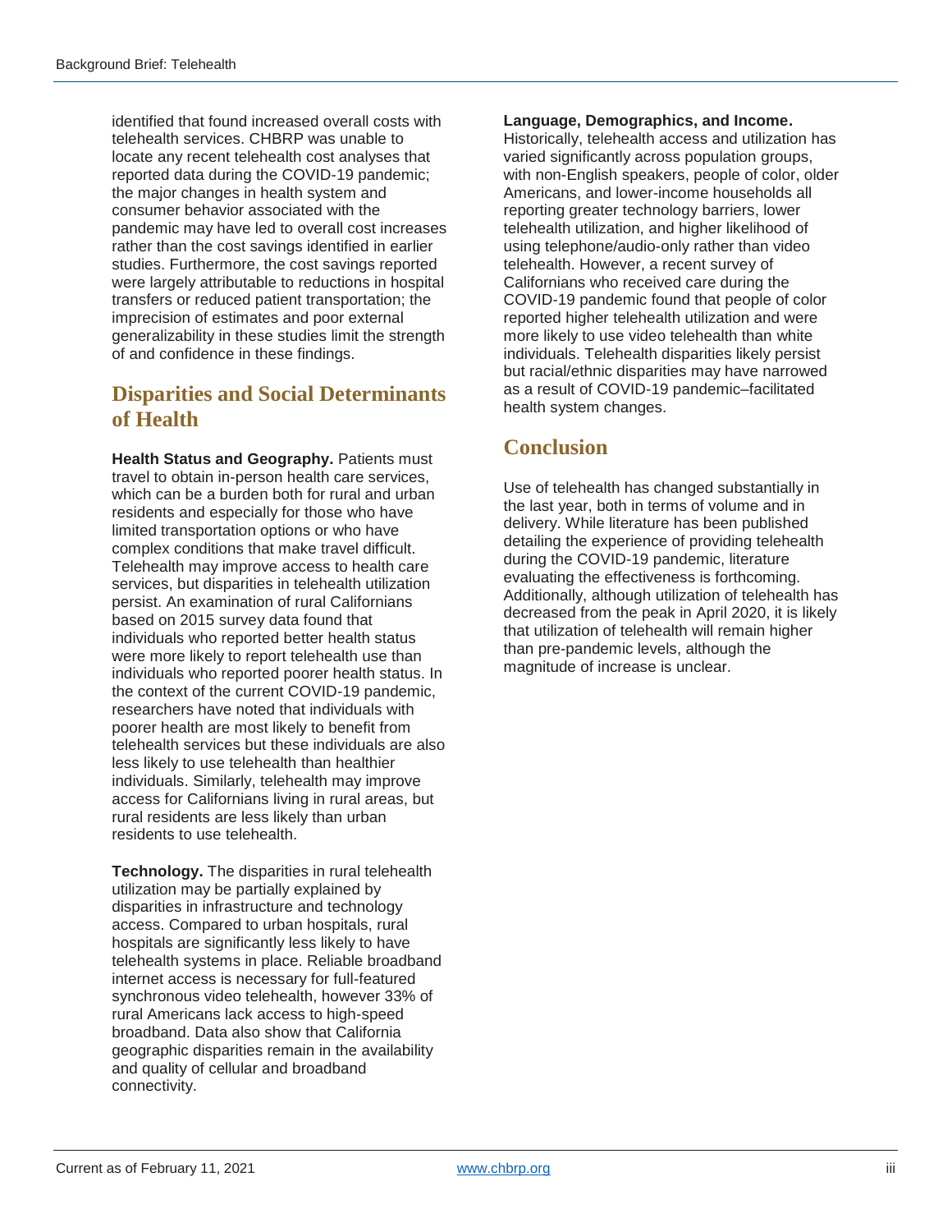identified that found increased overall costs with telehealth services. CHBRP was unable to locate any recent telehealth cost analyses that reported data during the COVID-19 pandemic; the major changes in health system and consumer behavior associated with the pandemic may have led to overall cost increases rather than the cost savings identified in earlier studies. Furthermore, the cost savings reported were largely attributable to reductions in hospital transfers or reduced patient transportation; the imprecision of estimates and poor external generalizability in these studies limit the strength of and confidence in these findings.

## Disparities and Social Determinants of Health

**Health Status and Geography.** Patients must travel to obtain in-person health care services, which can be a burden both for rural and urban residents and especially for those who have limited transportation options or who have complex conditions that make travel difficult. Telehealth may improve access to health care services, but disparities in telehealth utilization persist. An examination of rural Californians based on 2015 survey data found that individuals who reported better health status were more likely to report telehealth use than individuals who reported poorer health status. In the context of the current COVID-19 pandemic, researchers have noted that individuals with poorer health are most likely to benefit from telehealth services but these individuals are also less likely to use telehealth than healthier individuals. Similarly, telehealth may improve access for Californians living in rural areas, but rural residents are less likely than urban residents to use telehealth.

**Technology.** The disparities in rural telehealth utilization may be partially explained by disparities in infrastructure and technology access. Compared to urban hospitals, rural hospitals are significantly less likely to have telehealth systems in place. Reliable broadband internet access is necessary for full-featured synchronous video telehealth, however 33% of rural Americans lack access to high-speed broadband. Data also show that California geographic disparities remain in the availability and quality of cellular and broadband connectivity.

**Language, Demographics, and Income.** Historically, telehealth access and utilization has varied significantly across population groups, with non-English speakers, people of color, older Americans, and lower-income households all reporting greater technology barriers, lower telehealth utilization, and higher likelihood of using telephone/audio-only rather than video telehealth. However, a recent survey of Californians who received care during the COVID-19 pandemic found that people of color reported higher telehealth utilization and were more likely to use video telehealth than white individuals. Telehealth disparities likely persist but racial/ethnic disparities may have narrowed as a result of COVID-19 pandemic–facilitated health system changes.

## Conclusion

Use of telehealth has changed substantially in the last year, both in terms of volume and in delivery. While literature has been published detailing the experience of providing telehealth during the COVID-19 pandemic, literature evaluating the effectiveness is forthcoming. Additionally, although utilization of telehealth has decreased from the peak in April 2020, it is likely that utilization of telehealth will remain higher than pre-pandemic levels, although the magnitude of increase is unclear.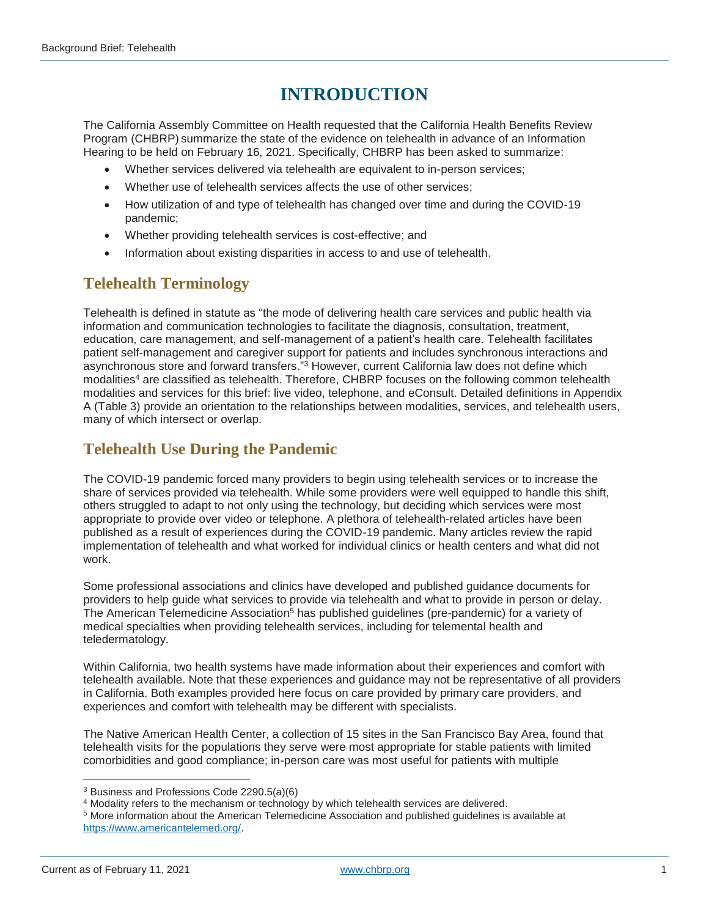# INTRODUCTION

The California Assembly Committee on Health requested that the California Health Benefits Review Program (CHBRP) summarize the state of the evidence on telehealth in advance of an Information Hearing to be held on February 16, 2021. Specifically, CHBRP has been asked to summarize:

- Whether services delivered via telehealth are equivalent to in-person services;
- Whether use of telehealth services affects the use of other services;
- How utilization of and type of telehealth has changed over time and during the COVID-19 pandemic;
- Whether providing telehealth services is cost-effective; and
- Information about existing disparities in access to and use of telehealth.

## Telehealth Terminology

Telehealth is defined in statute as "the mode of delivering health care services and public health via information and communication technologies to facilitate the diagnosis, consultation, treatment, education, care management, and self-management of a patient's health care. Telehealth facilitates patient self-management and caregiver support for patients and includes synchronous interactions and asynchronous store and forward transfers."[3] However, current California law does not define which modalities[4] are classified as telehealth. Therefore, CHBRP focuses on the following common telehealth modalities and services for this brief: live video, telephone, and eConsult. Detailed definitions in Appendix A (Table 3) provide an orientation to the relationships between modalities, services, and telehealth users, many of which intersect or overlap.

## Telehealth Use During the Pandemic

The COVID-19 pandemic forced many providers to begin using telehealth services or to increase the share of services provided via telehealth. While some providers were well equipped to handle this shift, others struggled to adapt to not only using the technology, but deciding which services were most appropriate to provide over video or telephone. A plethora of telehealth-related articles have been published as a result of experiences during the COVID-19 pandemic. Many articles review the rapid implementation of telehealth and what worked for individual clinics or health centers and what did not work.

Some professional associations and clinics have developed and published guidance documents for providers to help guide what services to provide via telehealth and what to provide in person or delay. The American Telemedicine Association[5] has published guidelines (pre-pandemic) for a variety of medical specialties when providing telehealth services, including for telemental health and teledermatology.

Within California, two health systems have made information about their experiences and comfort with telehealth available. Note that these experiences and guidance may not be representative of all providers in California. Both examples provided here focus on care provided by primary care providers, and experiences and comfort with telehealth may be different with specialists.

The Native American Health Center, a collection of 15 sites in the San Francisco Bay Area, found that telehealth visits for the populations they serve were most appropriate for stable patients with limited comorbidities and good compliance; in-person care was most useful for patients with multiple

---

[3] Business and Professions Code 2290.5(a)(6)

[4] Modality refers to the mechanism or technology by which telehealth services are delivered.

[5] More information about the American Telemedicine Association and published guidelines is available at https://www.americantelemed.org/.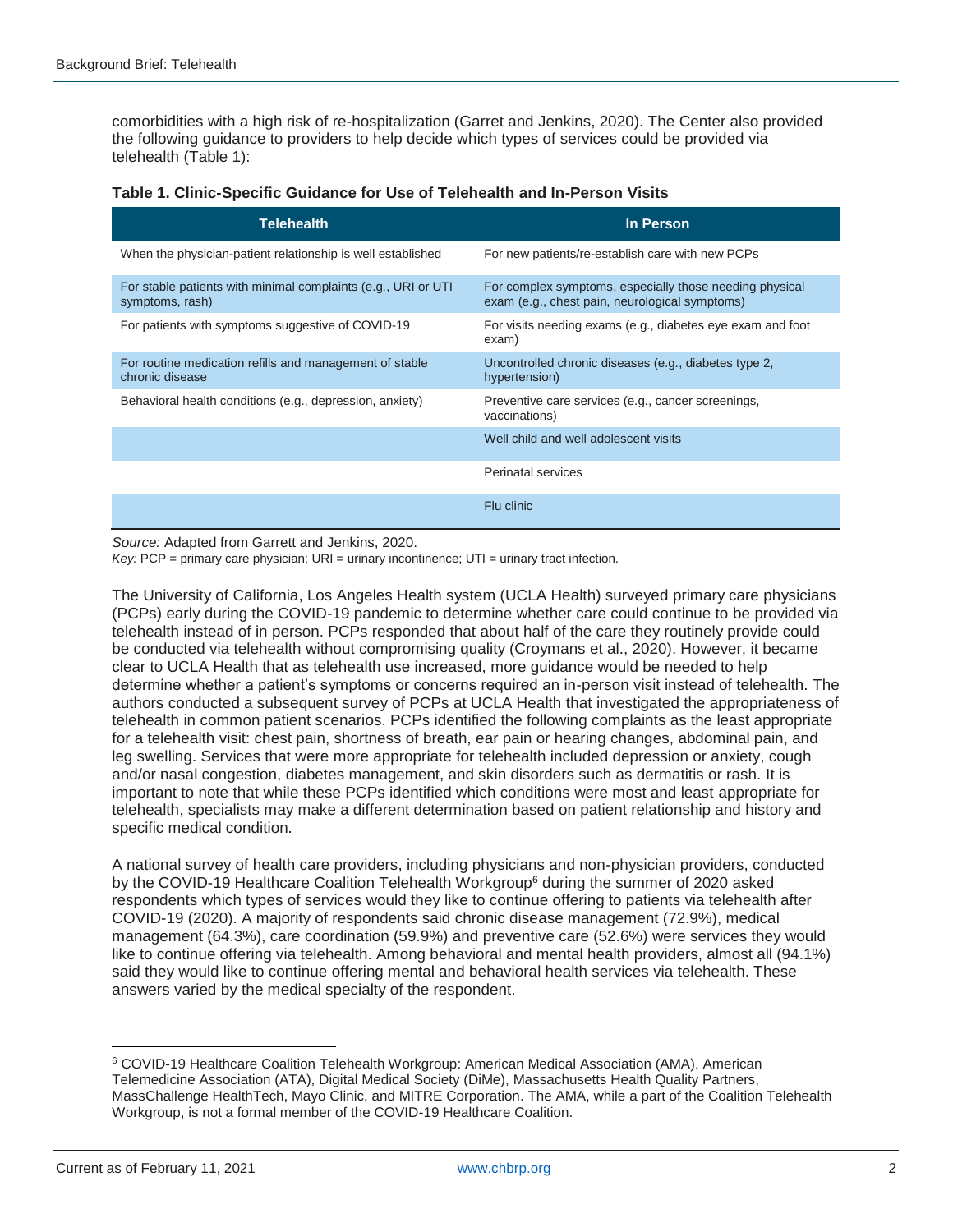comorbidities with a high risk of re-hospitalization (Garret and Jenkins, 2020). The Center also provided the following guidance to providers to help decide which types of services could be provided via telehealth (Table 1):

**Table 1. Clinic-Specific Guidance for Use of Telehealth and In-Person Visits**

| Telehealth | In Person |
|---|---|
| When the physician-patient relationship is well established | For new patients/re-establish care with new PCPs |
| For stable patients with minimal complaints (e.g., URI or UTI symptoms, rash) | For complex symptoms, especially those needing physical exam (e.g., chest pain, neurological symptoms) |
| For patients with symptoms suggestive of COVID-19 | For visits needing exams (e.g., diabetes eye exam and foot exam) |
| For routine medication refills and management of stable chronic disease | Uncontrolled chronic diseases (e.g., diabetes type 2, hypertension) |
| Behavioral health conditions (e.g., depression, anxiety) | Preventive care services (e.g., cancer screenings, vaccinations) |
| | Well child and well adolescent visits |
| | Perinatal services |
| | Flu clinic |

*Source:* Adapted from Garrett and Jenkins, 2020.
*Key:* PCP = primary care physician; URI = urinary incontinence; UTI = urinary tract infection.

The University of California, Los Angeles Health system (UCLA Health) surveyed primary care physicians (PCPs) early during the COVID-19 pandemic to determine whether care could continue to be provided via telehealth instead of in person. PCPs responded that about half of the care they routinely provide could be conducted via telehealth without compromising quality (Croymans et al., 2020). However, it became clear to UCLA Health that as telehealth use increased, more guidance would be needed to help determine whether a patient's symptoms or concerns required an in-person visit instead of telehealth. The authors conducted a subsequent survey of PCPs at UCLA Health that investigated the appropriateness of telehealth in common patient scenarios. PCPs identified the following complaints as the least appropriate for a telehealth visit: chest pain, shortness of breath, ear pain or hearing changes, abdominal pain, and leg swelling. Services that were more appropriate for telehealth included depression or anxiety, cough and/or nasal congestion, diabetes management, and skin disorders such as dermatitis or rash. It is important to note that while these PCPs identified which conditions were most and least appropriate for telehealth, specialists may make a different determination based on patient relationship and history and specific medical condition.

A national survey of health care providers, including physicians and non-physician providers, conducted by the COVID-19 Healthcare Coalition Telehealth Workgroup[6] during the summer of 2020 asked respondents which types of services would they like to continue offering to patients via telehealth after COVID-19 (2020). A majority of respondents said chronic disease management (72.9%), medical management (64.3%), care coordination (59.9%) and preventive care (52.6%) were services they would like to continue offering via telehealth. Among behavioral and mental health providers, almost all (94.1%) said they would like to continue offering mental and behavioral health services via telehealth. These answers varied by the medical specialty of the respondent.

[6] COVID-19 Healthcare Coalition Telehealth Workgroup: American Medical Association (AMA), American Telemedicine Association (ATA), Digital Medical Society (DiMe), Massachusetts Health Quality Partners, MassChallenge HealthTech, Mayo Clinic, and MITRE Corporation. The AMA, while a part of the Coalition Telehealth Workgroup, is not a formal member of the COVID-19 Healthcare Coalition.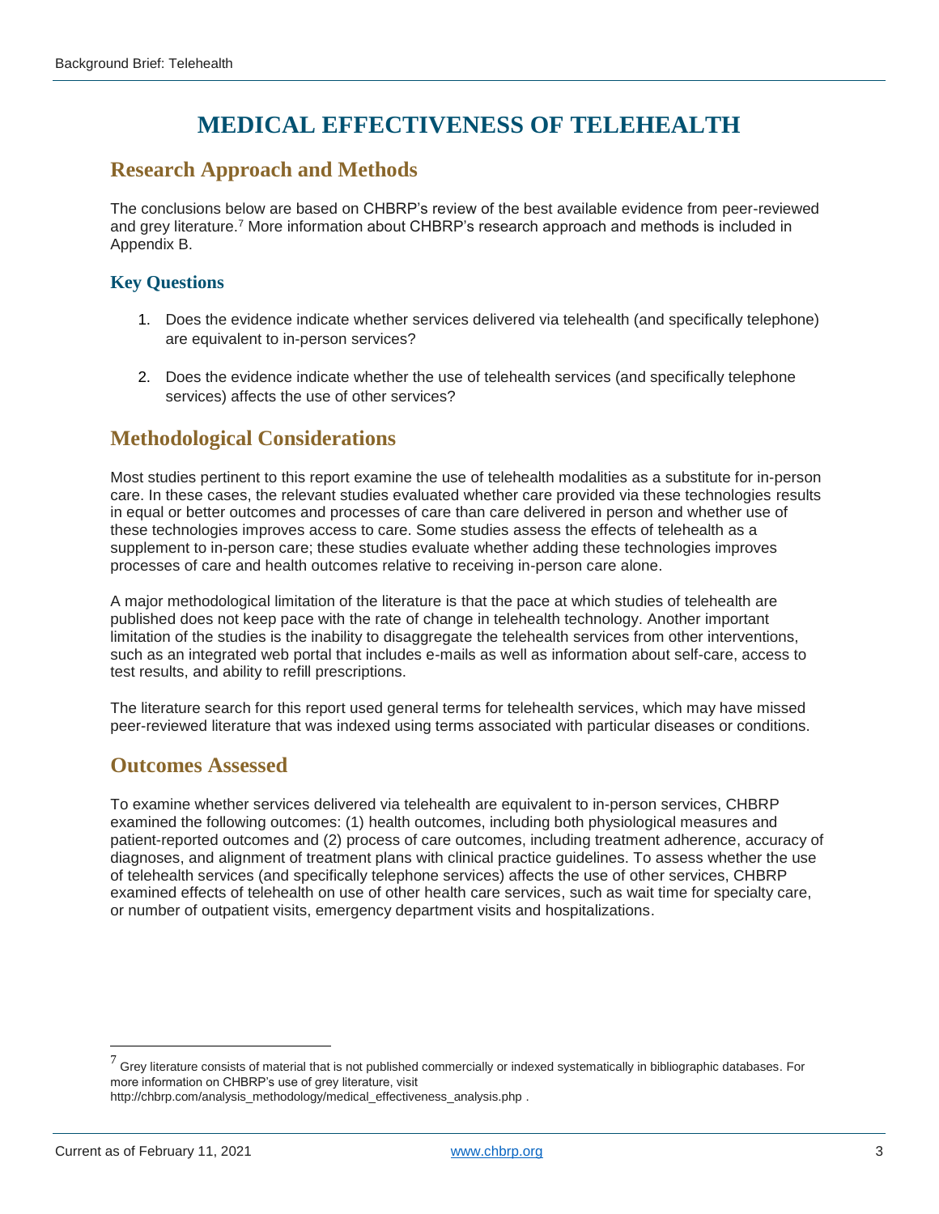# MEDICAL EFFECTIVENESS OF TELEHEALTH

## Research Approach and Methods

The conclusions below are based on CHBRP's review of the best available evidence from peer-reviewed and grey literature.[7] More information about CHBRP's research approach and methods is included in Appendix B.

### Key Questions

1. Does the evidence indicate whether services delivered via telehealth (and specifically telephone) are equivalent to in-person services?

2. Does the evidence indicate whether the use of telehealth services (and specifically telephone services) affects the use of other services?

## Methodological Considerations

Most studies pertinent to this report examine the use of telehealth modalities as a substitute for in-person care. In these cases, the relevant studies evaluated whether care provided via these technologies results in equal or better outcomes and processes of care than care delivered in person and whether use of these technologies improves access to care. Some studies assess the effects of telehealth as a supplement to in-person care; these studies evaluate whether adding these technologies improves processes of care and health outcomes relative to receiving in-person care alone.

A major methodological limitation of the literature is that the pace at which studies of telehealth are published does not keep pace with the rate of change in telehealth technology. Another important limitation of the studies is the inability to disaggregate the telehealth services from other interventions, such as an integrated web portal that includes e-mails as well as information about self-care, access to test results, and ability to refill prescriptions.

The literature search for this report used general terms for telehealth services, which may have missed peer-reviewed literature that was indexed using terms associated with particular diseases or conditions.

## Outcomes Assessed

To examine whether services delivered via telehealth are equivalent to in-person services, CHBRP examined the following outcomes: (1) health outcomes, including both physiological measures and patient-reported outcomes and (2) process of care outcomes, including treatment adherence, accuracy of diagnoses, and alignment of treatment plans with clinical practice guidelines. To assess whether the use of telehealth services (and specifically telephone services) affects the use of other services, CHBRP examined effects of telehealth on use of other health care services, such as wait time for specialty care, or number of outpatient visits, emergency department visits and hospitalizations.

---

[7] Grey literature consists of material that is not published commercially or indexed systematically in bibliographic databases. For more information on CHBRP's use of grey literature, visit http://chbrp.com/analysis_methodology/medical_effectiveness_analysis.php .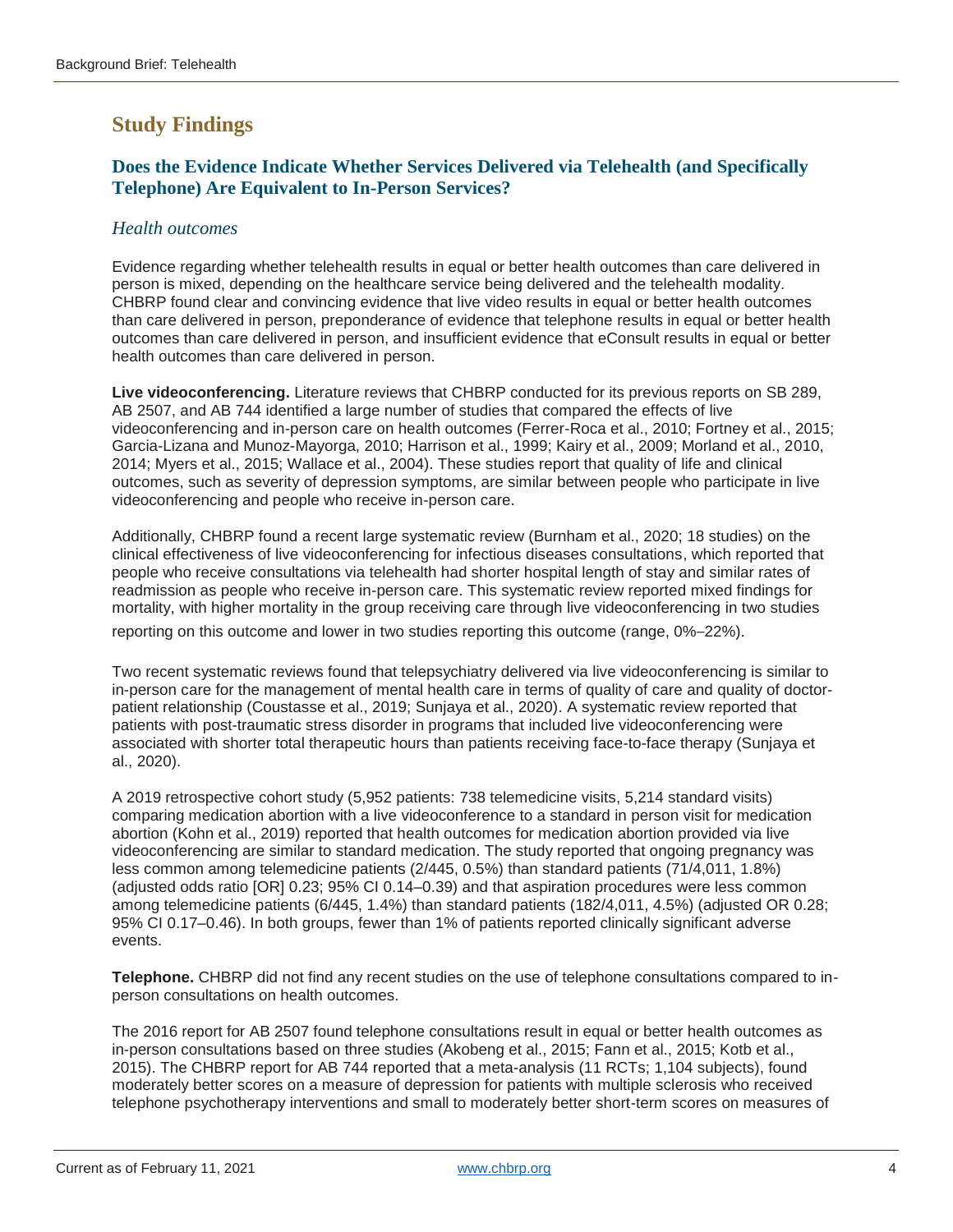## Study Findings

### Does the Evidence Indicate Whether Services Delivered via Telehealth (and Specifically Telephone) Are Equivalent to In-Person Services?

#### *Health outcomes*

Evidence regarding whether telehealth results in equal or better health outcomes than care delivered in person is mixed, depending on the healthcare service being delivered and the telehealth modality. CHBRP found clear and convincing evidence that live video results in equal or better health outcomes than care delivered in person, preponderance of evidence that telephone results in equal or better health outcomes than care delivered in person, and insufficient evidence that eConsult results in equal or better health outcomes than care delivered in person.

**Live videoconferencing.** Literature reviews that CHBRP conducted for its previous reports on SB 289, AB 2507, and AB 744 identified a large number of studies that compared the effects of live videoconferencing and in-person care on health outcomes (Ferrer-Roca et al., 2010; Fortney et al., 2015; Garcia-Lizana and Munoz-Mayorga, 2010; Harrison et al., 1999; Kairy et al., 2009; Morland et al., 2010, 2014; Myers et al., 2015; Wallace et al., 2004). These studies report that quality of life and clinical outcomes, such as severity of depression symptoms, are similar between people who participate in live videoconferencing and people who receive in-person care.

Additionally, CHBRP found a recent large systematic review (Burnham et al., 2020; 18 studies) on the clinical effectiveness of live videoconferencing for infectious diseases consultations, which reported that people who receive consultations via telehealth had shorter hospital length of stay and similar rates of readmission as people who receive in-person care. This systematic review reported mixed findings for mortality, with higher mortality in the group receiving care through live videoconferencing in two studies reporting on this outcome and lower in two studies reporting this outcome (range, 0%–22%).

Two recent systematic reviews found that telepsychiatry delivered via live videoconferencing is similar to in-person care for the management of mental health care in terms of quality of care and quality of doctor-patient relationship (Coustasse et al., 2019; Sunjaya et al., 2020). A systematic review reported that patients with post-traumatic stress disorder in programs that included live videoconferencing were associated with shorter total therapeutic hours than patients receiving face-to-face therapy (Sunjaya et al., 2020).

A 2019 retrospective cohort study (5,952 patients: 738 telemedicine visits, 5,214 standard visits) comparing medication abortion with a live videoconference to a standard in person visit for medication abortion (Kohn et al., 2019) reported that health outcomes for medication abortion provided via live videoconferencing are similar to standard medication. The study reported that ongoing pregnancy was less common among telemedicine patients (2/445, 0.5%) than standard patients (71/4,011, 1.8%) (adjusted odds ratio [OR] 0.23; 95% CI 0.14–0.39) and that aspiration procedures were less common among telemedicine patients (6/445, 1.4%) than standard patients (182/4,011, 4.5%) (adjusted OR 0.28; 95% CI 0.17–0.46). In both groups, fewer than 1% of patients reported clinically significant adverse events.

**Telephone.** CHBRP did not find any recent studies on the use of telephone consultations compared to in-person consultations on health outcomes.

The 2016 report for AB 2507 found telephone consultations result in equal or better health outcomes as in-person consultations based on three studies (Akobeng et al., 2015; Fann et al., 2015; Kotb et al., 2015). The CHBRP report for AB 744 reported that a meta-analysis (11 RCTs; 1,104 subjects), found moderately better scores on a measure of depression for patients with multiple sclerosis who received telephone psychotherapy interventions and small to moderately better short-term scores on measures of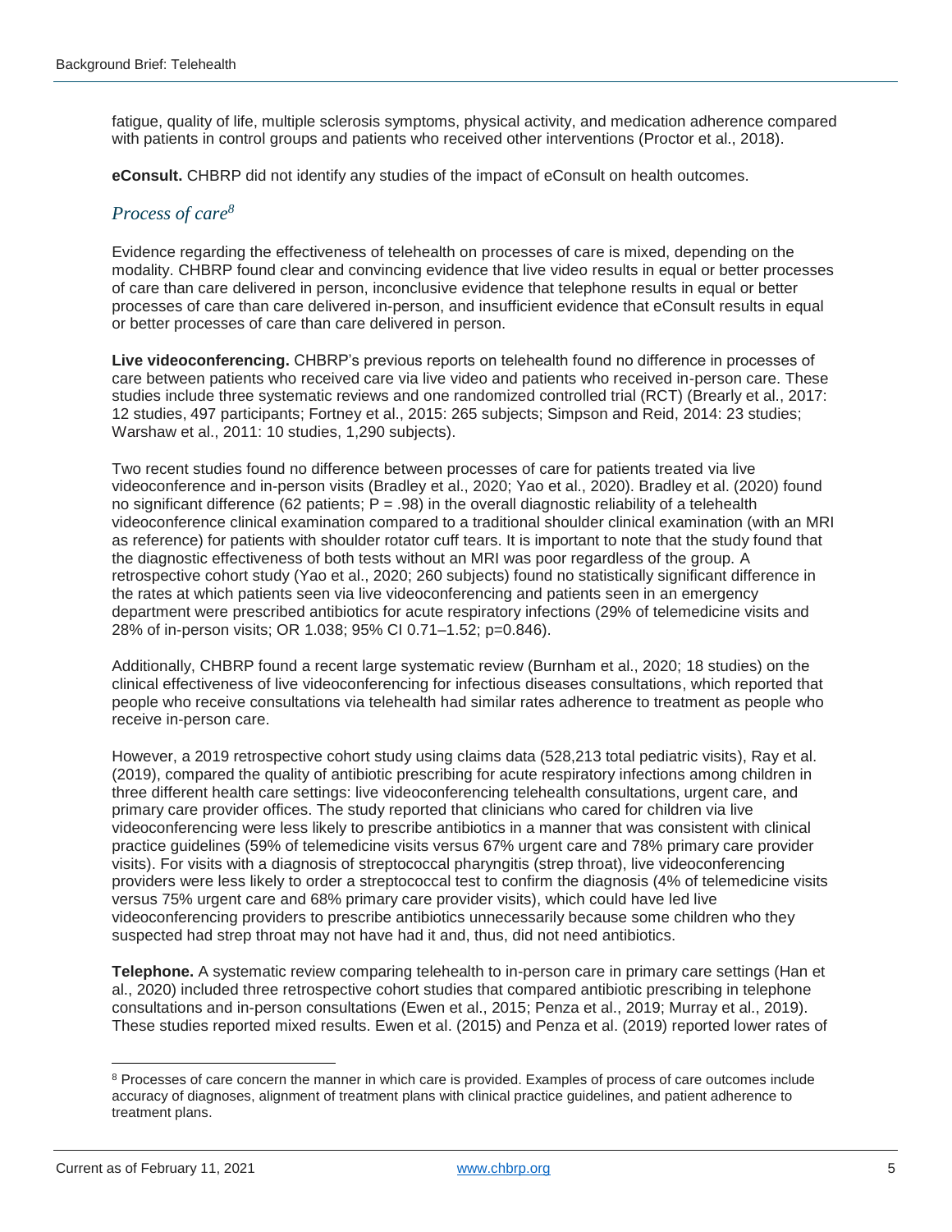fatigue, quality of life, multiple sclerosis symptoms, physical activity, and medication adherence compared with patients in control groups and patients who received other interventions (Proctor et al., 2018).

**eConsult.** CHBRP did not identify any studies of the impact of eConsult on health outcomes.

### *Process of care*[8]

Evidence regarding the effectiveness of telehealth on processes of care is mixed, depending on the modality. CHBRP found clear and convincing evidence that live video results in equal or better processes of care than care delivered in person, inconclusive evidence that telephone results in equal or better processes of care than care delivered in-person, and insufficient evidence that eConsult results in equal or better processes of care than care delivered in person.

**Live videoconferencing.** CHBRP's previous reports on telehealth found no difference in processes of care between patients who received care via live video and patients who received in-person care. These studies include three systematic reviews and one randomized controlled trial (RCT) (Brearly et al., 2017: 12 studies, 497 participants; Fortney et al., 2015: 265 subjects; Simpson and Reid, 2014: 23 studies; Warshaw et al., 2011: 10 studies, 1,290 subjects).

Two recent studies found no difference between processes of care for patients treated via live videoconference and in-person visits (Bradley et al., 2020; Yao et al., 2020). Bradley et al. (2020) found no significant difference (62 patients; $P = .98$) in the overall diagnostic reliability of a telehealth videoconference clinical examination compared to a traditional shoulder clinical examination (with an MRI as reference) for patients with shoulder rotator cuff tears. It is important to note that the study found that the diagnostic effectiveness of both tests without an MRI was poor regardless of the group. A retrospective cohort study (Yao et al., 2020; 260 subjects) found no statistically significant difference in the rates at which patients seen via live videoconferencing and patients seen in an emergency department were prescribed antibiotics for acute respiratory infections (29% of telemedicine visits and 28% of in-person visits; OR 1.038; 95% CI 0.71–1.52; $p=0.846$).

Additionally, CHBRP found a recent large systematic review (Burnham et al., 2020; 18 studies) on the clinical effectiveness of live videoconferencing for infectious diseases consultations, which reported that people who receive consultations via telehealth had similar rates adherence to treatment as people who receive in-person care.

However, a 2019 retrospective cohort study using claims data (528,213 total pediatric visits), Ray et al. (2019), compared the quality of antibiotic prescribing for acute respiratory infections among children in three different health care settings: live videoconferencing telehealth consultations, urgent care, and primary care provider offices. The study reported that clinicians who cared for children via live videoconferencing were less likely to prescribe antibiotics in a manner that was consistent with clinical practice guidelines (59% of telemedicine visits versus 67% urgent care and 78% primary care provider visits). For visits with a diagnosis of streptococcal pharyngitis (strep throat), live videoconferencing providers were less likely to order a streptococcal test to confirm the diagnosis (4% of telemedicine visits versus 75% urgent care and 68% primary care provider visits), which could have led live videoconferencing providers to prescribe antibiotics unnecessarily because some children who they suspected had strep throat may not have had it and, thus, did not need antibiotics.

**Telephone.** A systematic review comparing telehealth to in-person care in primary care settings (Han et al., 2020) included three retrospective cohort studies that compared antibiotic prescribing in telephone consultations and in-person consultations (Ewen et al., 2015; Penza et al., 2019; Murray et al., 2019). These studies reported mixed results. Ewen et al. (2015) and Penza et al. (2019) reported lower rates of

[8] Processes of care concern the manner in which care is provided. Examples of process of care outcomes include accuracy of diagnoses, alignment of treatment plans with clinical practice guidelines, and patient adherence to treatment plans.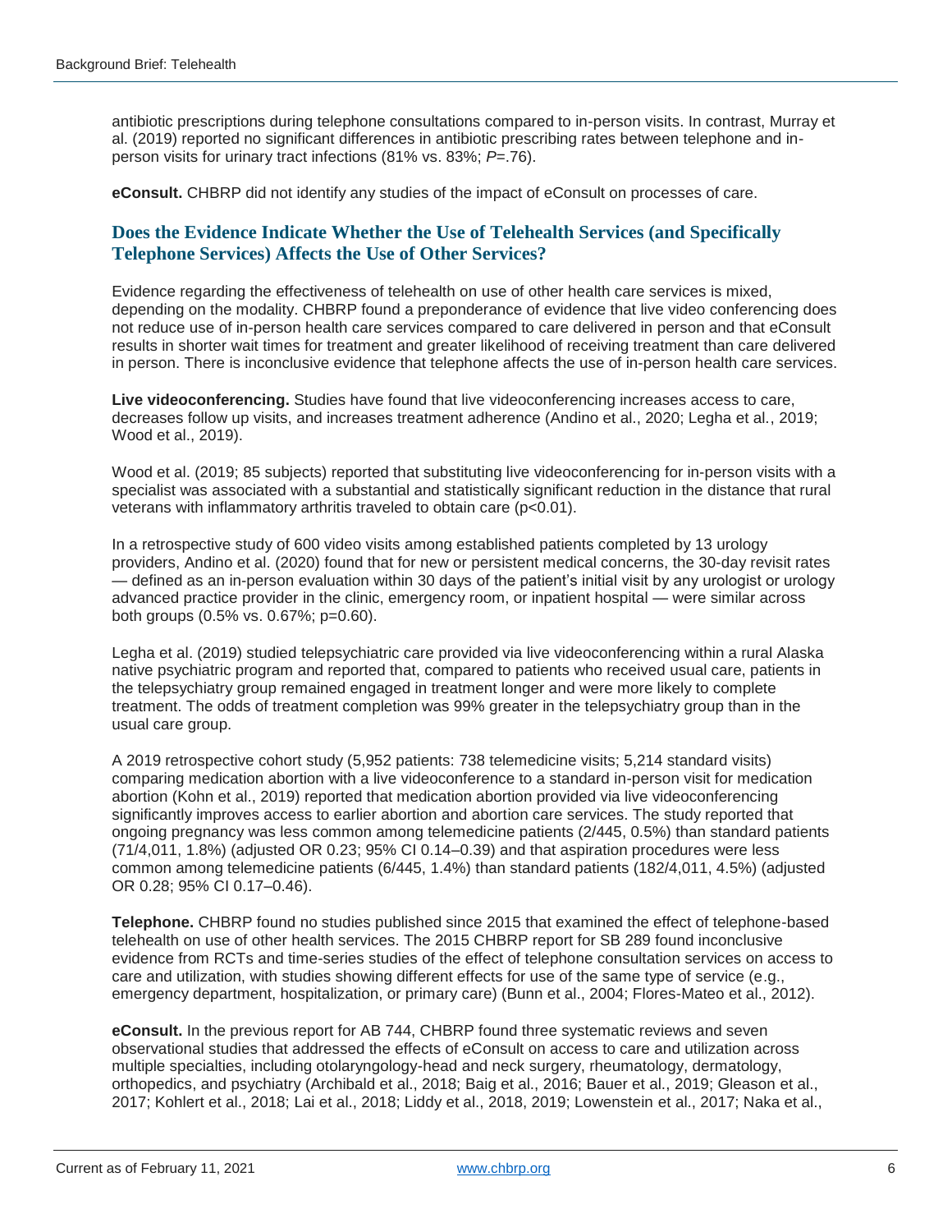antibiotic prescriptions during telephone consultations compared to in-person visits. In contrast, Murray et al. (2019) reported no significant differences in antibiotic prescribing rates between telephone and in-person visits for urinary tract infections (81% vs. 83%; *P*=.76).

**eConsult.** CHBRP did not identify any studies of the impact of eConsult on processes of care.

## Does the Evidence Indicate Whether the Use of Telehealth Services (and Specifically Telephone Services) Affects the Use of Other Services?

Evidence regarding the effectiveness of telehealth on use of other health care services is mixed, depending on the modality. CHBRP found a preponderance of evidence that live video conferencing does not reduce use of in-person health care services compared to care delivered in person and that eConsult results in shorter wait times for treatment and greater likelihood of receiving treatment than care delivered in person. There is inconclusive evidence that telephone affects the use of in-person health care services.

**Live videoconferencing.** Studies have found that live videoconferencing increases access to care, decreases follow up visits, and increases treatment adherence (Andino et al., 2020; Legha et al., 2019; Wood et al., 2019).

Wood et al. (2019; 85 subjects) reported that substituting live videoconferencing for in-person visits with a specialist was associated with a substantial and statistically significant reduction in the distance that rural veterans with inflammatory arthritis traveled to obtain care ($p<0.01$).

In a retrospective study of 600 video visits among established patients completed by 13 urology providers, Andino et al. (2020) found that for new or persistent medical concerns, the 30-day revisit rates — defined as an in-person evaluation within 30 days of the patient's initial visit by any urologist or urology advanced practice provider in the clinic, emergency room, or inpatient hospital — were similar across both groups (0.5% vs. 0.67%; $p=0.60$).

Legha et al. (2019) studied telepsychiatric care provided via live videoconferencing within a rural Alaska native psychiatric program and reported that, compared to patients who received usual care, patients in the telepsychiatry group remained engaged in treatment longer and were more likely to complete treatment. The odds of treatment completion was 99% greater in the telepsychiatry group than in the usual care group.

A 2019 retrospective cohort study (5,952 patients: 738 telemedicine visits; 5,214 standard visits) comparing medication abortion with a live videoconference to a standard in-person visit for medication abortion (Kohn et al., 2019) reported that medication abortion provided via live videoconferencing significantly improves access to earlier abortion and abortion care services. The study reported that ongoing pregnancy was less common among telemedicine patients (2/445, 0.5%) than standard patients (71/4,011, 1.8%) (adjusted OR 0.23; 95% CI 0.14–0.39) and that aspiration procedures were less common among telemedicine patients (6/445, 1.4%) than standard patients (182/4,011, 4.5%) (adjusted OR 0.28; 95% CI 0.17–0.46).

**Telephone.** CHBRP found no studies published since 2015 that examined the effect of telephone-based telehealth on use of other health services. The 2015 CHBRP report for SB 289 found inconclusive evidence from RCTs and time-series studies of the effect of telephone consultation services on access to care and utilization, with studies showing different effects for use of the same type of service (e.g., emergency department, hospitalization, or primary care) (Bunn et al., 2004; Flores-Mateo et al., 2012).

**eConsult.** In the previous report for AB 744, CHBRP found three systematic reviews and seven observational studies that addressed the effects of eConsult on access to care and utilization across multiple specialties, including otolaryngology-head and neck surgery, rheumatology, dermatology, orthopedics, and psychiatry (Archibald et al., 2018; Baig et al., 2016; Bauer et al., 2019; Gleason et al., 2017; Kohlert et al., 2018; Lai et al., 2018; Liddy et al., 2018, 2019; Lowenstein et al., 2017; Naka et al.,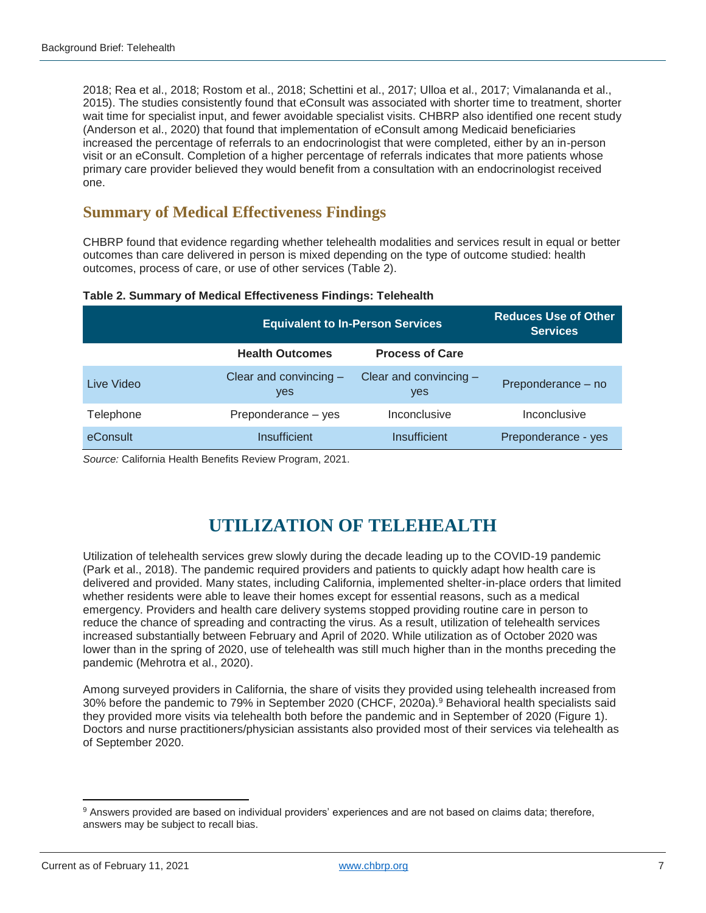2018; Rea et al., 2018; Rostom et al., 2018; Schettini et al., 2017; Ulloa et al., 2017; Vimalananda et al., 2015). The studies consistently found that eConsult was associated with shorter time to treatment, shorter wait time for specialist input, and fewer avoidable specialist visits. CHBRP also identified one recent study (Anderson et al., 2020) that found that implementation of eConsult among Medicaid beneficiaries increased the percentage of referrals to an endocrinologist that were completed, either by an in-person visit or an eConsult. Completion of a higher percentage of referrals indicates that more patients whose primary care provider believed they would benefit from a consultation with an endocrinologist received one.

## Summary of Medical Effectiveness Findings

CHBRP found that evidence regarding whether telehealth modalities and services result in equal or better outcomes than care delivered in person is mixed depending on the type of outcome studied: health outcomes, process of care, or use of other services (Table 2).

**Table 2. Summary of Medical Effectiveness Findings: Telehealth**

| | Equivalent to In-Person Services | | Reduces Use of Other Services |
|---|---|---|---|
| | **Health Outcomes** | **Process of Care** | |
| Live Video | Clear and convincing – yes | Clear and convincing – yes | Preponderance – no |
| Telephone | Preponderance – yes | Inconclusive | Inconclusive |
| eConsult | Insufficient | Insufficient | Preponderance - yes |

*Source:* California Health Benefits Review Program, 2021.

# UTILIZATION OF TELEHEALTH

Utilization of telehealth services grew slowly during the decade leading up to the COVID-19 pandemic (Park et al., 2018). The pandemic required providers and patients to quickly adapt how health care is delivered and provided. Many states, including California, implemented shelter-in-place orders that limited whether residents were able to leave their homes except for essential reasons, such as a medical emergency. Providers and health care delivery systems stopped providing routine care in person to reduce the chance of spreading and contracting the virus. As a result, utilization of telehealth services increased substantially between February and April of 2020. While utilization as of October 2020 was lower than in the spring of 2020, use of telehealth was still much higher than in the months preceding the pandemic (Mehrotra et al., 2020).

Among surveyed providers in California, the share of visits they provided using telehealth increased from 30% before the pandemic to 79% in September 2020 (CHCF, 2020a).[9] Behavioral health specialists said they provided more visits via telehealth both before the pandemic and in September of 2020 (Figure 1). Doctors and nurse practitioners/physician assistants also provided most of their services via telehealth as of September 2020.

[9] Answers provided are based on individual providers' experiences and are not based on claims data; therefore, answers may be subject to recall bias.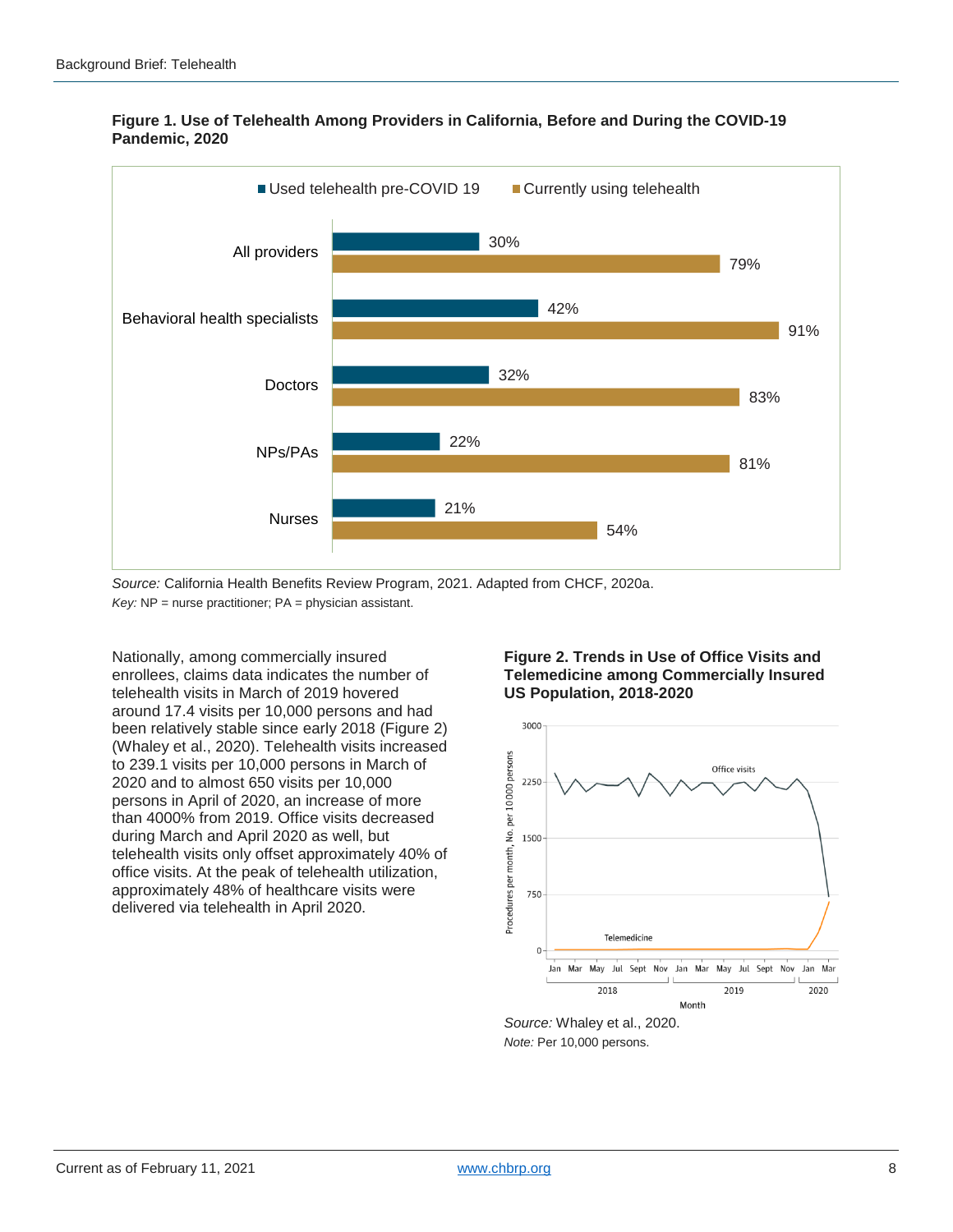**Figure 1. Use of Telehealth Among Providers in California, Before and During the COVID-19 Pandemic, 2020**

| | Used telehealth pre-COVID 19 | Currently using telehealth |
|---|---|---|
| All providers | 30% | 79% |
| Behavioral health specialists | 42% | 91% |
| Doctors | 32% | 83% |
| NPs/PAs | 22% | 81% |
| Nurses | 21% | 54% |

*Source:* California Health Benefits Review Program, 2021. Adapted from CHCF, 2020a.
*Key:* NP = nurse practitioner; PA = physician assistant.

Nationally, among commercially insured enrollees, claims data indicates the number of telehealth visits in March of 2019 hovered around 17.4 visits per 10,000 persons and had been relatively stable since early 2018 (Figure 2) (Whaley et al., 2020). Telehealth visits increased to 239.1 visits per 10,000 persons in March of 2020 and to almost 650 visits per 10,000 persons in April of 2020, an increase of more than 4000% from 2019. Office visits decreased during March and April 2020 as well, but telehealth visits only offset approximately 40% of office visits. At the peak of telehealth utilization, approximately 48% of healthcare visits were delivered via telehealth in April 2020.

**Figure 2. Trends in Use of Office Visits and Telemedicine among Commercially Insured US Population, 2018-2020**

*Source:* Whaley et al., 2020.
*Note:* Per 10,000 persons.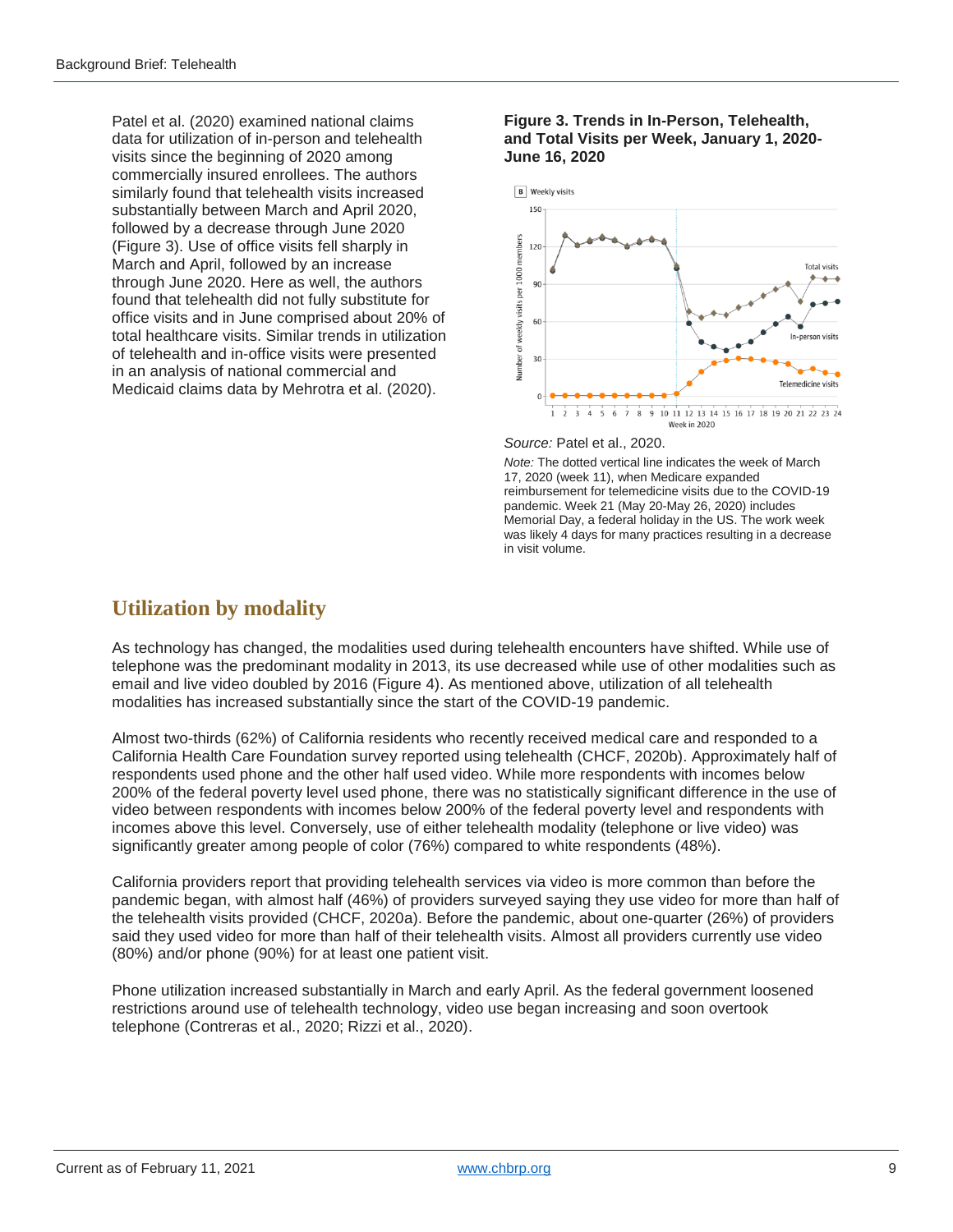Patel et al. (2020) examined national claims data for utilization of in-person and telehealth visits since the beginning of 2020 among commercially insured enrollees. The authors similarly found that telehealth visits increased substantially between March and April 2020, followed by a decrease through June 2020 (Figure 3). Use of office visits fell sharply in March and April, followed by an increase through June 2020. Here as well, the authors found that telehealth did not fully substitute for office visits and in June comprised about 20% of total healthcare visits. Similar trends in utilization of telehealth and in-office visits were presented in an analysis of national commercial and Medicaid claims data by Mehrotra et al. (2020).

**Figure 3. Trends in In-Person, Telehealth, and Total Visits per Week, January 1, 2020-June 16, 2020**

*Source:* Patel et al., 2020.

*Note:* The dotted vertical line indicates the week of March 17, 2020 (week 11), when Medicare expanded reimbursement for telemedicine visits due to the COVID-19 pandemic. Week 21 (May 20-May 26, 2020) includes Memorial Day, a federal holiday in the US. The work week was likely 4 days for many practices resulting in a decrease in visit volume.

## Utilization by modality

As technology has changed, the modalities used during telehealth encounters have shifted. While use of telephone was the predominant modality in 2013, its use decreased while use of other modalities such as email and live video doubled by 2016 (Figure 4). As mentioned above, utilization of all telehealth modalities has increased substantially since the start of the COVID-19 pandemic.

Almost two-thirds (62%) of California residents who recently received medical care and responded to a California Health Care Foundation survey reported using telehealth (CHCF, 2020b). Approximately half of respondents used phone and the other half used video. While more respondents with incomes below 200% of the federal poverty level used phone, there was no statistically significant difference in the use of video between respondents with incomes below 200% of the federal poverty level and respondents with incomes above this level. Conversely, use of either telehealth modality (telephone or live video) was significantly greater among people of color (76%) compared to white respondents (48%).

California providers report that providing telehealth services via video is more common than before the pandemic began, with almost half (46%) of providers surveyed saying they use video for more than half of the telehealth visits provided (CHCF, 2020a). Before the pandemic, about one-quarter (26%) of providers said they used video for more than half of their telehealth visits. Almost all providers currently use video (80%) and/or phone (90%) for at least one patient visit.

Phone utilization increased substantially in March and early April. As the federal government loosened restrictions around use of telehealth technology, video use began increasing and soon overtook telephone (Contreras et al., 2020; Rizzi et al., 2020).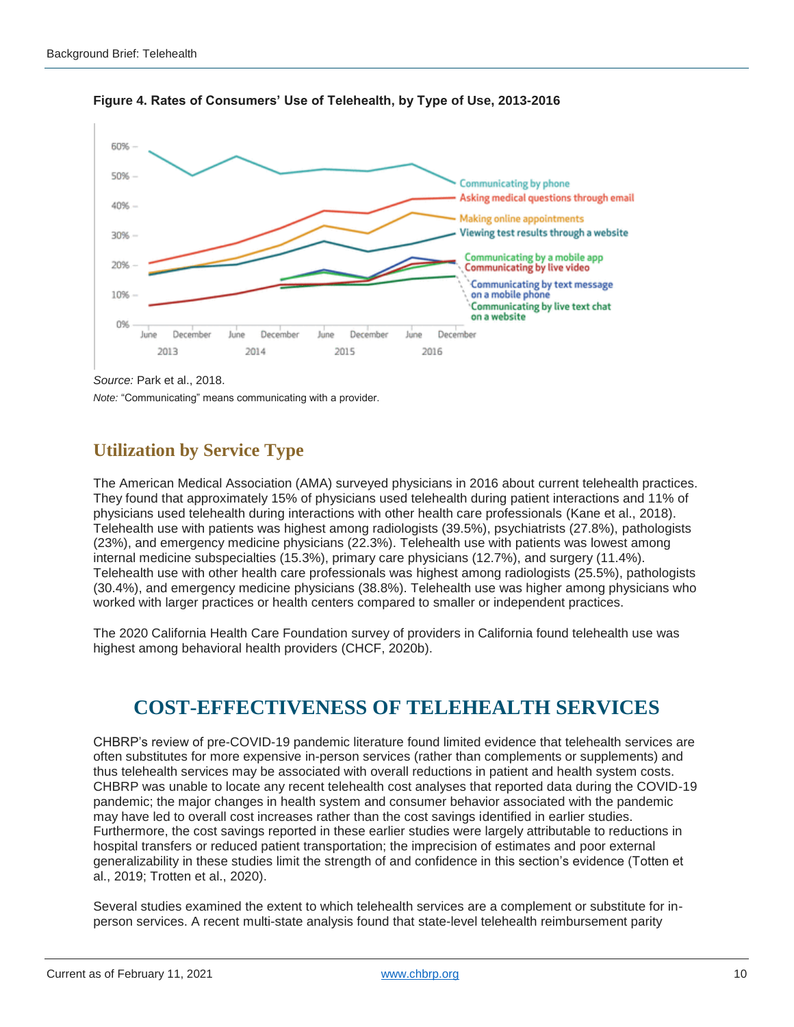**Figure 4. Rates of Consumers' Use of Telehealth, by Type of Use, 2013-2016**

*Source:* Park et al., 2018.

*Note:* "Communicating" means communicating with a provider.

## Utilization by Service Type

The American Medical Association (AMA) surveyed physicians in 2016 about current telehealth practices. They found that approximately 15% of physicians used telehealth during patient interactions and 11% of physicians used telehealth during interactions with other health care professionals (Kane et al., 2018). Telehealth use with patients was highest among radiologists (39.5%), psychiatrists (27.8%), pathologists (23%), and emergency medicine physicians (22.3%). Telehealth use with patients was lowest among internal medicine subspecialties (15.3%), primary care physicians (12.7%), and surgery (11.4%). Telehealth use with other health care professionals was highest among radiologists (25.5%), pathologists (30.4%), and emergency medicine physicians (38.8%). Telehealth use was higher among physicians who worked with larger practices or health centers compared to smaller or independent practices.

The 2020 California Health Care Foundation survey of providers in California found telehealth use was highest among behavioral health providers (CHCF, 2020b).

# COST-EFFECTIVENESS OF TELEHEALTH SERVICES

CHBRP's review of pre-COVID-19 pandemic literature found limited evidence that telehealth services are often substitutes for more expensive in-person services (rather than complements or supplements) and thus telehealth services may be associated with overall reductions in patient and health system costs. CHBRP was unable to locate any recent telehealth cost analyses that reported data during the COVID-19 pandemic; the major changes in health system and consumer behavior associated with the pandemic may have led to overall cost increases rather than the cost savings identified in earlier studies. Furthermore, the cost savings reported in these earlier studies were largely attributable to reductions in hospital transfers or reduced patient transportation; the imprecision of estimates and poor external generalizability in these studies limit the strength of and confidence in this section's evidence (Totten et al., 2019; Trotten et al., 2020).

Several studies examined the extent to which telehealth services are a complement or substitute for in-person services. A recent multi-state analysis found that state-level telehealth reimbursement parity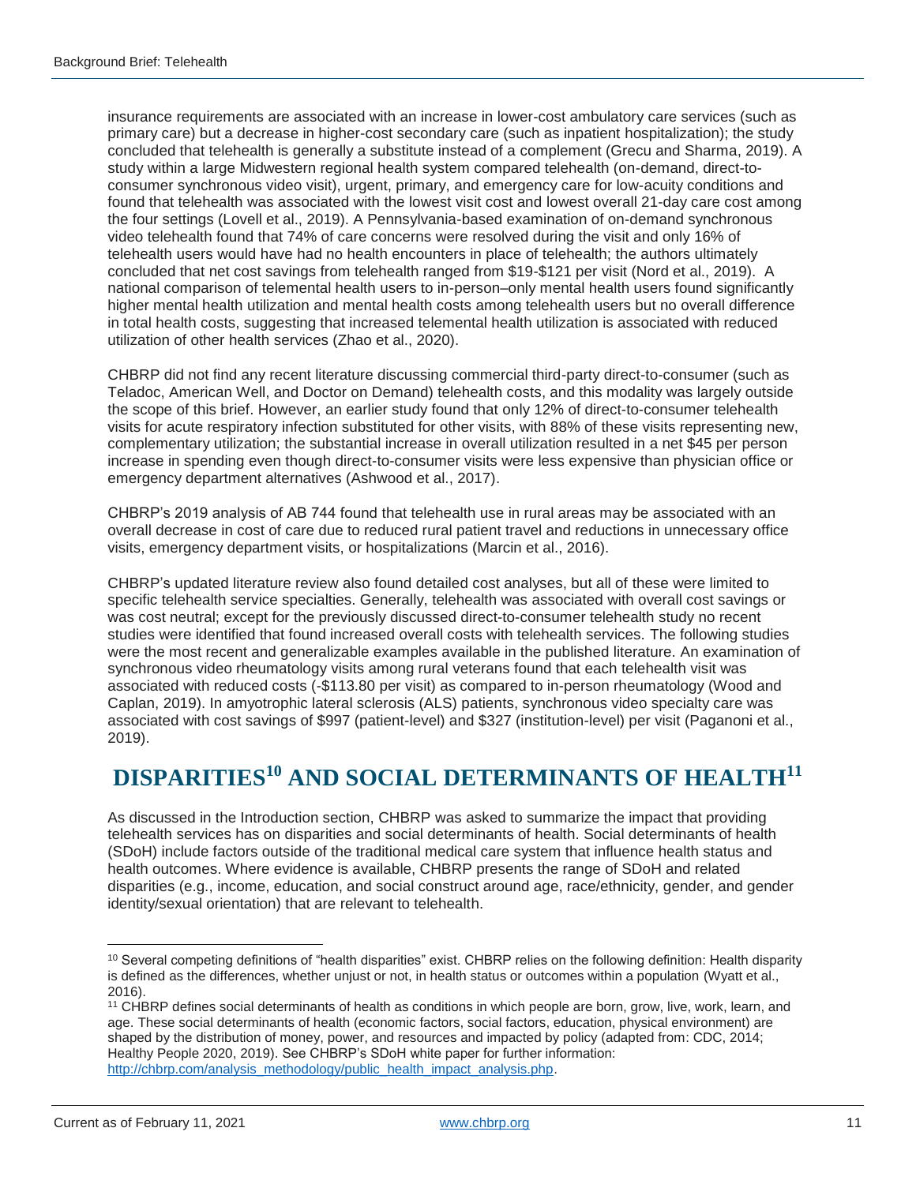insurance requirements are associated with an increase in lower-cost ambulatory care services (such as primary care) but a decrease in higher-cost secondary care (such as inpatient hospitalization); the study concluded that telehealth is generally a substitute instead of a complement (Grecu and Sharma, 2019). A study within a large Midwestern regional health system compared telehealth (on-demand, direct-to-consumer synchronous video visit), urgent, primary, and emergency care for low-acuity conditions and found that telehealth was associated with the lowest visit cost and lowest overall 21-day care cost among the four settings (Lovell et al., 2019). A Pennsylvania-based examination of on-demand synchronous video telehealth found that 74% of care concerns were resolved during the visit and only 16% of telehealth users would have had no health encounters in place of telehealth; the authors ultimately concluded that net cost savings from telehealth ranged from $19-$121 per visit (Nord et al., 2019). A national comparison of telemental health users to in-person–only mental health users found significantly higher mental health utilization and mental health costs among telehealth users but no overall difference in total health costs, suggesting that increased telemental health utilization is associated with reduced utilization of other health services (Zhao et al., 2020).

CHBRP did not find any recent literature discussing commercial third-party direct-to-consumer (such as Teladoc, American Well, and Doctor on Demand) telehealth costs, and this modality was largely outside the scope of this brief. However, an earlier study found that only 12% of direct-to-consumer telehealth visits for acute respiratory infection substituted for other visits, with 88% of these visits representing new, complementary utilization; the substantial increase in overall utilization resulted in a net $45 per person increase in spending even though direct-to-consumer visits were less expensive than physician office or emergency department alternatives (Ashwood et al., 2017).

CHBRP's 2019 analysis of AB 744 found that telehealth use in rural areas may be associated with an overall decrease in cost of care due to reduced rural patient travel and reductions in unnecessary office visits, emergency department visits, or hospitalizations (Marcin et al., 2016).

CHBRP's updated literature review also found detailed cost analyses, but all of these were limited to specific telehealth service specialties. Generally, telehealth was associated with overall cost savings or was cost neutral; except for the previously discussed direct-to-consumer telehealth study no recent studies were identified that found increased overall costs with telehealth services. The following studies were the most recent and generalizable examples available in the published literature. An examination of synchronous video rheumatology visits among rural veterans found that each telehealth visit was associated with reduced costs (-$113.80 per visit) as compared to in-person rheumatology (Wood and Caplan, 2019). In amyotrophic lateral sclerosis (ALS) patients, synchronous video specialty care was associated with cost savings of $997 (patient-level) and $327 (institution-level) per visit (Paganoni et al., 2019).

# DISPARITIES[10] AND SOCIAL DETERMINANTS OF HEALTH[11]

As discussed in the Introduction section, CHBRP was asked to summarize the impact that providing telehealth services has on disparities and social determinants of health. Social determinants of health (SDoH) include factors outside of the traditional medical care system that influence health status and health outcomes. Where evidence is available, CHBRP presents the range of SDoH and related disparities (e.g., income, education, and social construct around age, race/ethnicity, gender, and gender identity/sexual orientation) that are relevant to telehealth.

---

[10] Several competing definitions of "health disparities" exist. CHBRP relies on the following definition: Health disparity is defined as the differences, whether unjust or not, in health status or outcomes within a population (Wyatt et al., 2016).

[11] CHBRP defines social determinants of health as conditions in which people are born, grow, live, work, learn, and age. These social determinants of health (economic factors, social factors, education, physical environment) are shaped by the distribution of money, power, and resources and impacted by policy (adapted from: CDC, 2014; Healthy People 2020, 2019). See CHBRP's SDoH white paper for further information: http://chbrp.com/analysis_methodology/public_health_impact_analysis.php.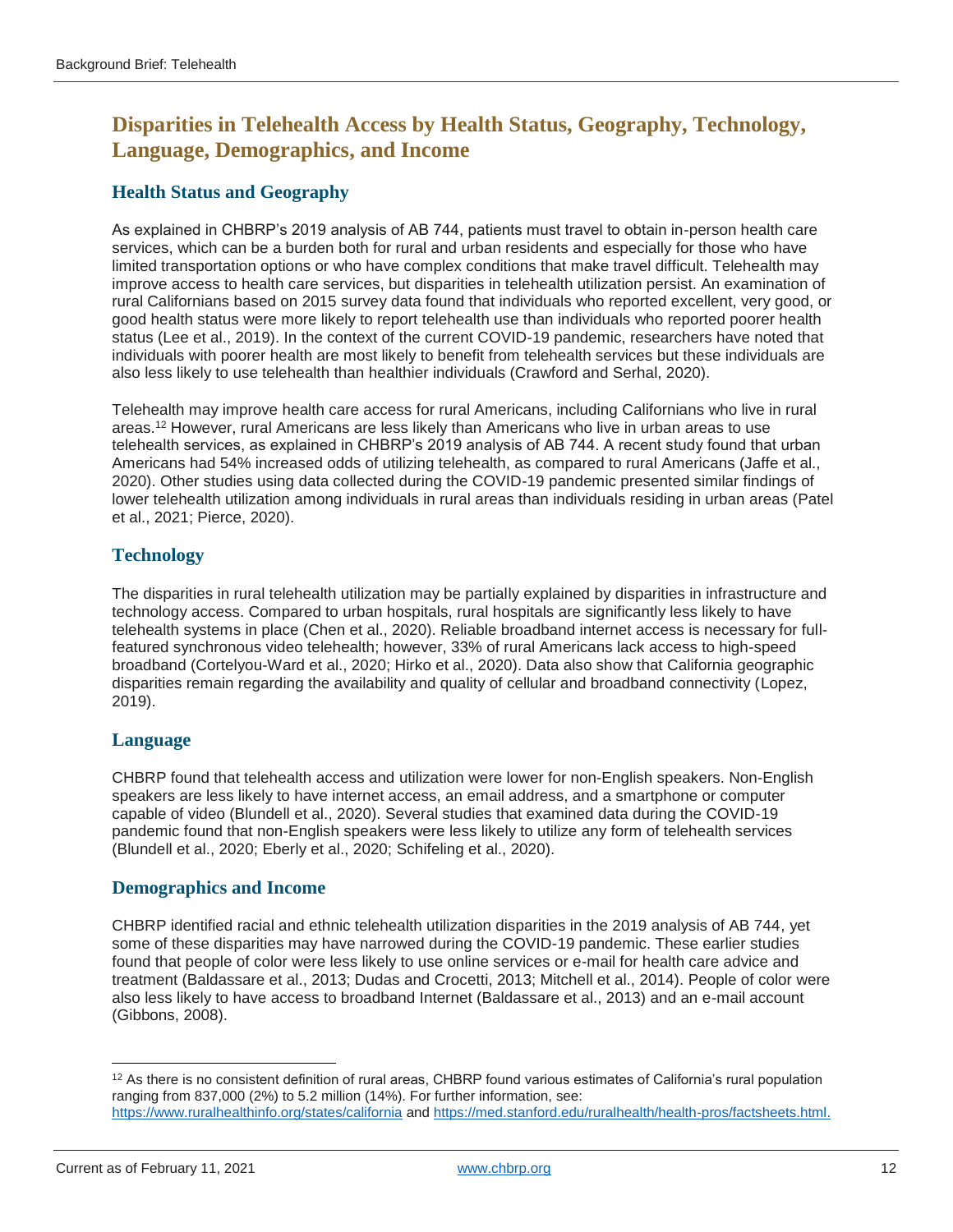## Disparities in Telehealth Access by Health Status, Geography, Technology, Language, Demographics, and Income

### Health Status and Geography

As explained in CHBRP's 2019 analysis of AB 744, patients must travel to obtain in-person health care services, which can be a burden both for rural and urban residents and especially for those who have limited transportation options or who have complex conditions that make travel difficult. Telehealth may improve access to health care services, but disparities in telehealth utilization persist. An examination of rural Californians based on 2015 survey data found that individuals who reported excellent, very good, or good health status were more likely to report telehealth use than individuals who reported poorer health status (Lee et al., 2019). In the context of the current COVID-19 pandemic, researchers have noted that individuals with poorer health are most likely to benefit from telehealth services but these individuals are also less likely to use telehealth than healthier individuals (Crawford and Serhal, 2020).

Telehealth may improve health care access for rural Americans, including Californians who live in rural areas.[12] However, rural Americans are less likely than Americans who live in urban areas to use telehealth services, as explained in CHBRP's 2019 analysis of AB 744. A recent study found that urban Americans had 54% increased odds of utilizing telehealth, as compared to rural Americans (Jaffe et al., 2020). Other studies using data collected during the COVID-19 pandemic presented similar findings of lower telehealth utilization among individuals in rural areas than individuals residing in urban areas (Patel et al., 2021; Pierce, 2020).

### Technology

The disparities in rural telehealth utilization may be partially explained by disparities in infrastructure and technology access. Compared to urban hospitals, rural hospitals are significantly less likely to have telehealth systems in place (Chen et al., 2020). Reliable broadband internet access is necessary for full-featured synchronous video telehealth; however, 33% of rural Americans lack access to high-speed broadband (Cortelyou-Ward et al., 2020; Hirko et al., 2020). Data also show that California geographic disparities remain regarding the availability and quality of cellular and broadband connectivity (Lopez, 2019).

### Language

CHBRP found that telehealth access and utilization were lower for non-English speakers. Non-English speakers are less likely to have internet access, an email address, and a smartphone or computer capable of video (Blundell et al., 2020). Several studies that examined data during the COVID-19 pandemic found that non-English speakers were less likely to utilize any form of telehealth services (Blundell et al., 2020; Eberly et al., 2020; Schifeling et al., 2020).

### Demographics and Income

CHBRP identified racial and ethnic telehealth utilization disparities in the 2019 analysis of AB 744, yet some of these disparities may have narrowed during the COVID-19 pandemic. These earlier studies found that people of color were less likely to use online services or e-mail for health care advice and treatment (Baldassare et al., 2013; Dudas and Crocetti, 2013; Mitchell et al., 2014). People of color were also less likely to have access to broadband Internet (Baldassare et al., 2013) and an e-mail account (Gibbons, 2008).

---

[12] As there is no consistent definition of rural areas, CHBRP found various estimates of California's rural population ranging from 837,000 (2%) to 5.2 million (14%). For further information, see: https://www.ruralhealthinfo.org/states/california and https://med.stanford.edu/ruralhealth/health-pros/factsheets.html.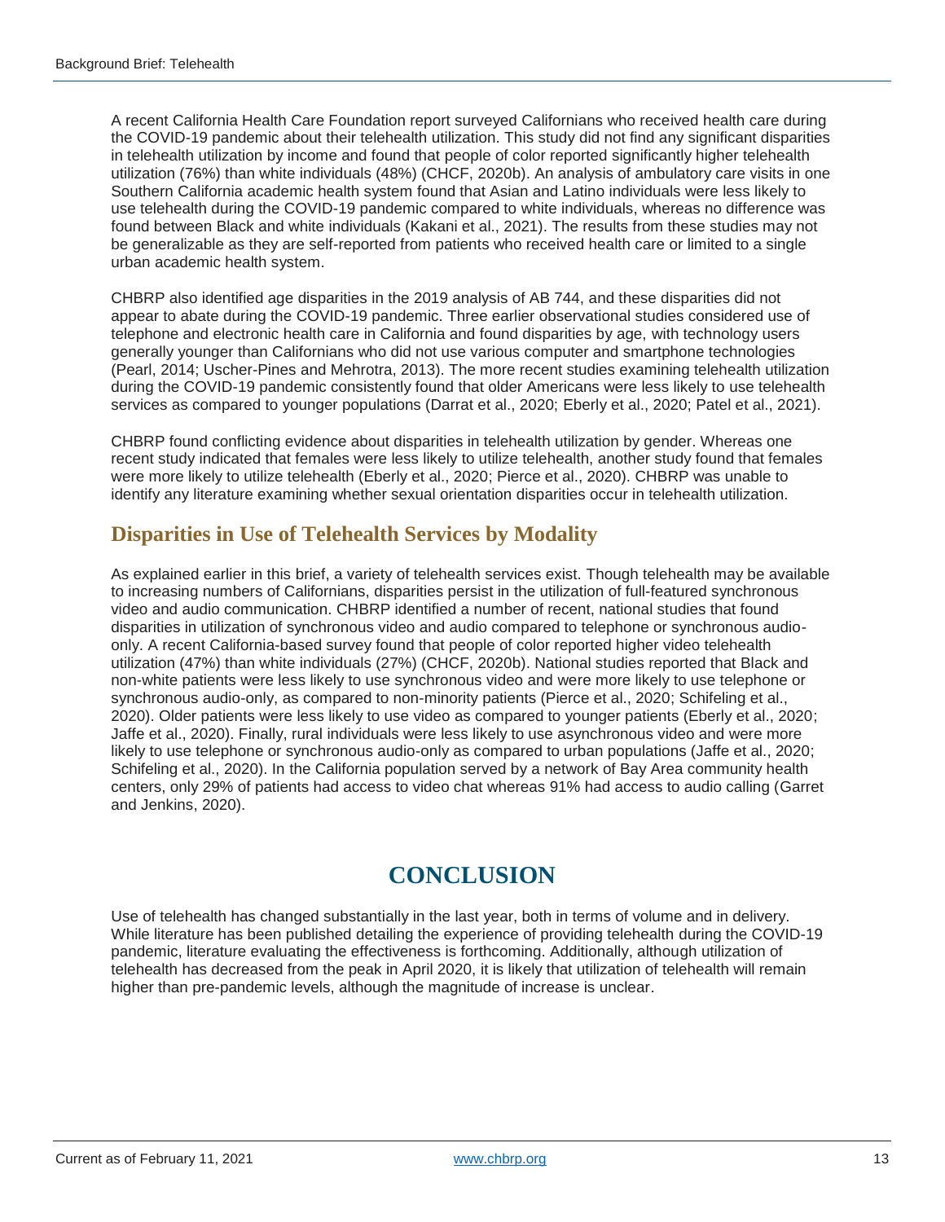A recent California Health Care Foundation report surveyed Californians who received health care during the COVID-19 pandemic about their telehealth utilization. This study did not find any significant disparities in telehealth utilization by income and found that people of color reported significantly higher telehealth utilization (76%) than white individuals (48%) (CHCF, 2020b). An analysis of ambulatory care visits in one Southern California academic health system found that Asian and Latino individuals were less likely to use telehealth during the COVID-19 pandemic compared to white individuals, whereas no difference was found between Black and white individuals (Kakani et al., 2021). The results from these studies may not be generalizable as they are self-reported from patients who received health care or limited to a single urban academic health system.

CHBRP also identified age disparities in the 2019 analysis of AB 744, and these disparities did not appear to abate during the COVID-19 pandemic. Three earlier observational studies considered use of telephone and electronic health care in California and found disparities by age, with technology users generally younger than Californians who did not use various computer and smartphone technologies (Pearl, 2014; Uscher-Pines and Mehrotra, 2013). The more recent studies examining telehealth utilization during the COVID-19 pandemic consistently found that older Americans were less likely to use telehealth services as compared to younger populations (Darrat et al., 2020; Eberly et al., 2020; Patel et al., 2021).

CHBRP found conflicting evidence about disparities in telehealth utilization by gender. Whereas one recent study indicated that females were less likely to utilize telehealth, another study found that females were more likely to utilize telehealth (Eberly et al., 2020; Pierce et al., 2020). CHBRP was unable to identify any literature examining whether sexual orientation disparities occur in telehealth utilization.

## Disparities in Use of Telehealth Services by Modality

As explained earlier in this brief, a variety of telehealth services exist. Though telehealth may be available to increasing numbers of Californians, disparities persist in the utilization of full-featured synchronous video and audio communication. CHBRP identified a number of recent, national studies that found disparities in utilization of synchronous video and audio compared to telephone or synchronous audio-only. A recent California-based survey found that people of color reported higher video telehealth utilization (47%) than white individuals (27%) (CHCF, 2020b). National studies reported that Black and non-white patients were less likely to use synchronous video and were more likely to use telephone or synchronous audio-only, as compared to non-minority patients (Pierce et al., 2020; Schifeling et al., 2020). Older patients were less likely to use video as compared to younger patients (Eberly et al., 2020; Jaffe et al., 2020). Finally, rural individuals were less likely to use asynchronous video and were more likely to use telephone or synchronous audio-only as compared to urban populations (Jaffe et al., 2020; Schifeling et al., 2020). In the California population served by a network of Bay Area community health centers, only 29% of patients had access to video chat whereas 91% had access to audio calling (Garret and Jenkins, 2020).

# CONCLUSION

Use of telehealth has changed substantially in the last year, both in terms of volume and in delivery. While literature has been published detailing the experience of providing telehealth during the COVID-19 pandemic, literature evaluating the effectiveness is forthcoming. Additionally, although utilization of telehealth has decreased from the peak in April 2020, it is likely that utilization of telehealth will remain higher than pre-pandemic levels, although the magnitude of increase is unclear.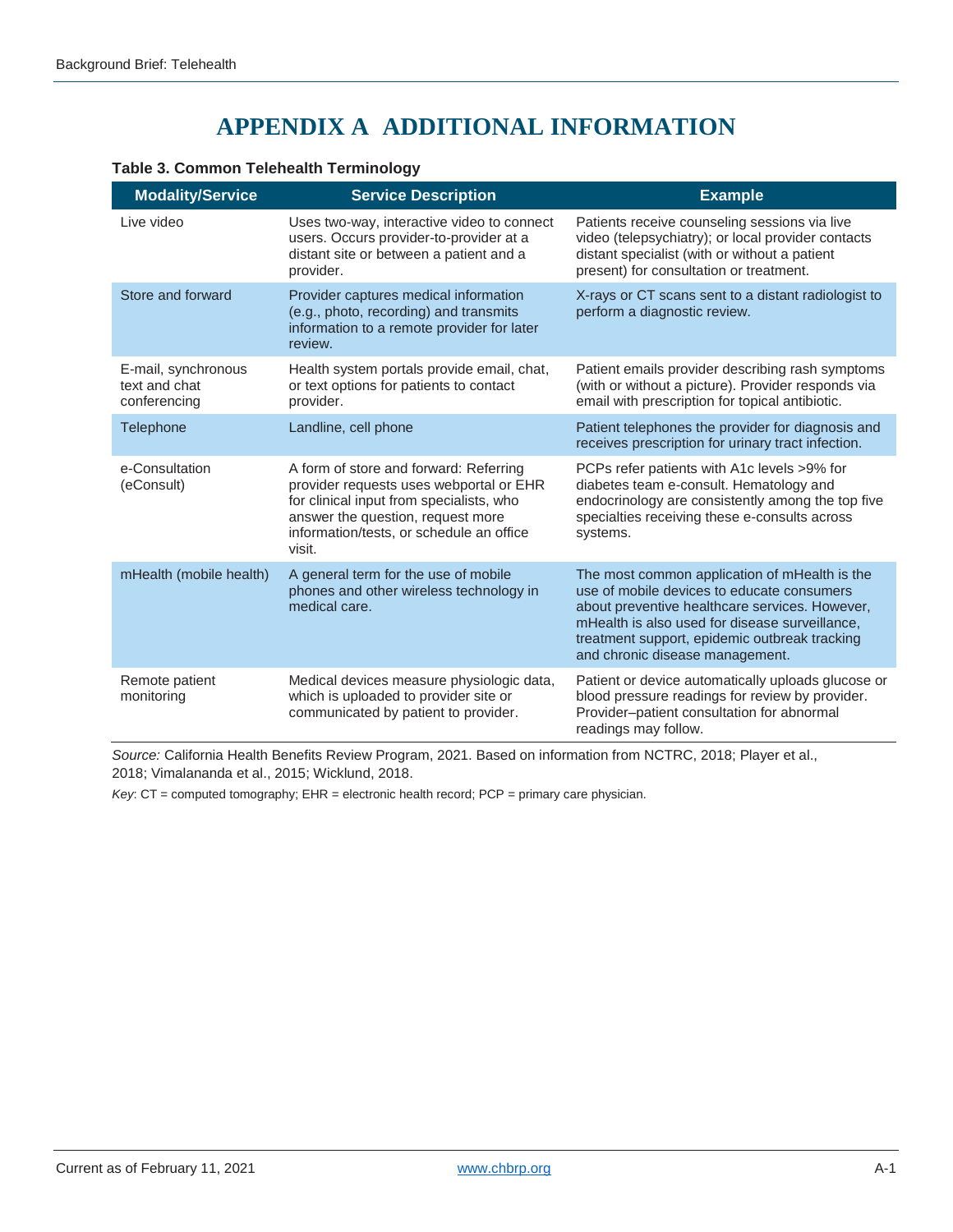# APPENDIX A ADDITIONAL INFORMATION

**Table 3. Common Telehealth Terminology**

| Modality/Service | Service Description | Example |
|---|---|---|
| Live video | Uses two-way, interactive video to connect users. Occurs provider-to-provider at a distant site or between a patient and a provider. | Patients receive counseling sessions via live video (telepsychiatry); or local provider contacts distant specialist (with or without a patient present) for consultation or treatment. |
| Store and forward | Provider captures medical information (e.g., photo, recording) and transmits information to a remote provider for later review. | X-rays or CT scans sent to a distant radiologist to perform a diagnostic review. |
| E-mail, synchronous text and chat conferencing | Health system portals provide email, chat, or text options for patients to contact provider. | Patient emails provider describing rash symptoms (with or without a picture). Provider responds via email with prescription for topical antibiotic. |
| Telephone | Landline, cell phone | Patient telephones the provider for diagnosis and receives prescription for urinary tract infection. |
| e-Consultation (eConsult) | A form of store and forward: Referring provider requests uses webportal or EHR for clinical input from specialists, who answer the question, request more information/tests, or schedule an office visit. | PCPs refer patients with A1c levels >9% for diabetes team e-consult. Hematology and endocrinology are consistently among the top five specialties receiving these e-consults across systems. |
| mHealth (mobile health) | A general term for the use of mobile phones and other wireless technology in medical care. | The most common application of mHealth is the use of mobile devices to educate consumers about preventive healthcare services. However, mHealth is also used for disease surveillance, treatment support, epidemic outbreak tracking and chronic disease management. |
| Remote patient monitoring | Medical devices measure physiologic data, which is uploaded to provider site or communicated by patient to provider. | Patient or device automatically uploads glucose or blood pressure readings for review by provider. Provider–patient consultation for abnormal readings may follow. |

*Source:* California Health Benefits Review Program, 2021. Based on information from NCTRC, 2018; Player et al., 2018; Vimalananda et al., 2015; Wicklund, 2018.

*Key*: CT = computed tomography; EHR = electronic health record; PCP = primary care physician.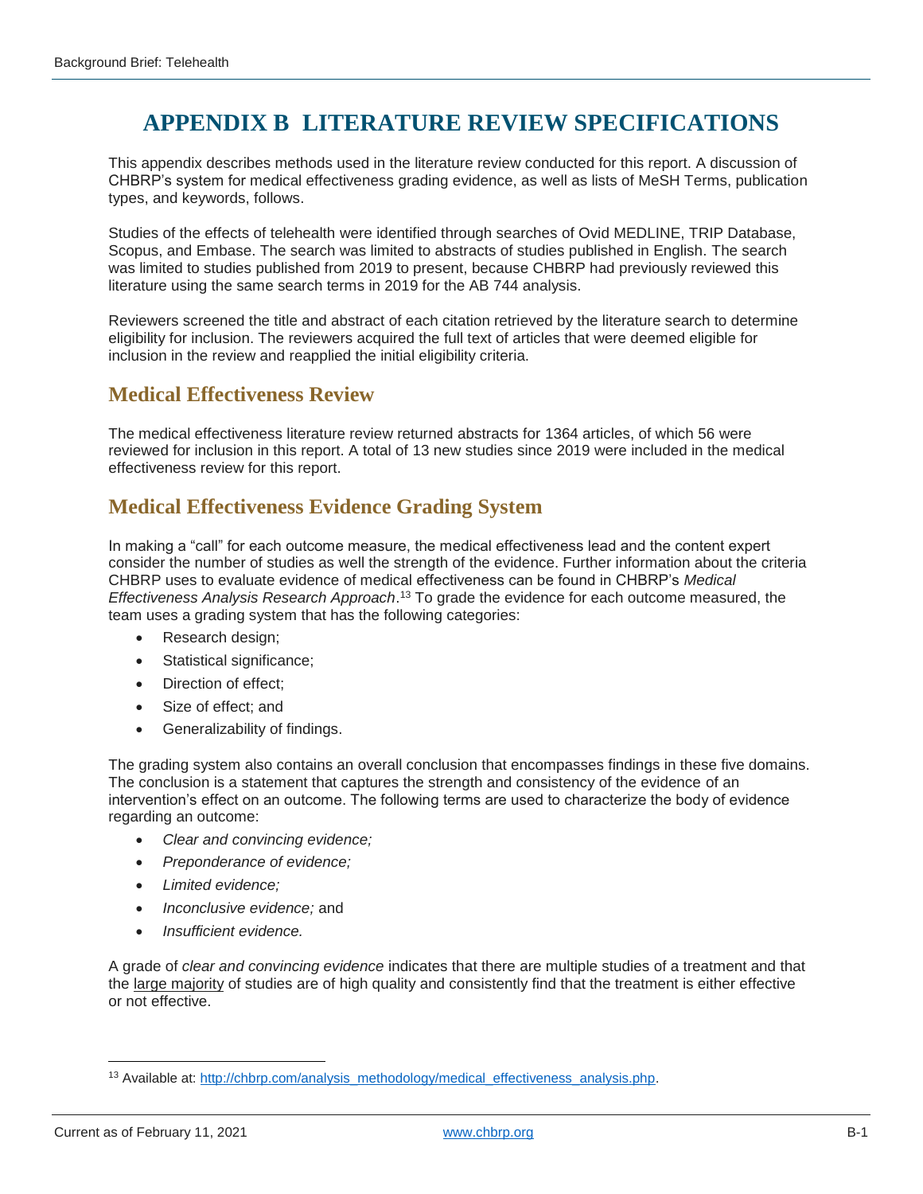# APPENDIX B LITERATURE REVIEW SPECIFICATIONS

This appendix describes methods used in the literature review conducted for this report. A discussion of CHBRP's system for medical effectiveness grading evidence, as well as lists of MeSH Terms, publication types, and keywords, follows.

Studies of the effects of telehealth were identified through searches of Ovid MEDLINE, TRIP Database, Scopus, and Embase. The search was limited to abstracts of studies published in English. The search was limited to studies published from 2019 to present, because CHBRP had previously reviewed this literature using the same search terms in 2019 for the AB 744 analysis.

Reviewers screened the title and abstract of each citation retrieved by the literature search to determine eligibility for inclusion. The reviewers acquired the full text of articles that were deemed eligible for inclusion in the review and reapplied the initial eligibility criteria.

## Medical Effectiveness Review

The medical effectiveness literature review returned abstracts for 1364 articles, of which 56 were reviewed for inclusion in this report. A total of 13 new studies since 2019 were included in the medical effectiveness review for this report.

## Medical Effectiveness Evidence Grading System

In making a "call" for each outcome measure, the medical effectiveness lead and the content expert consider the number of studies as well the strength of the evidence. Further information about the criteria CHBRP uses to evaluate evidence of medical effectiveness can be found in CHBRP's *Medical Effectiveness Analysis Research Approach*.[13] To grade the evidence for each outcome measured, the team uses a grading system that has the following categories:

- Research design;
- Statistical significance;
- Direction of effect;
- Size of effect; and
- Generalizability of findings.

The grading system also contains an overall conclusion that encompasses findings in these five domains. The conclusion is a statement that captures the strength and consistency of the evidence of an intervention's effect on an outcome. The following terms are used to characterize the body of evidence regarding an outcome:

- *Clear and convincing evidence;*
- *Preponderance of evidence;*
- *Limited evidence;*
- *Inconclusive evidence;* and
- *Insufficient evidence.*

A grade of *clear and convincing evidence* indicates that there are multiple studies of a treatment and that the large majority of studies are of high quality and consistently find that the treatment is either effective or not effective.

[13] Available at: http://chbrp.com/analysis_methodology/medical_effectiveness_analysis.php.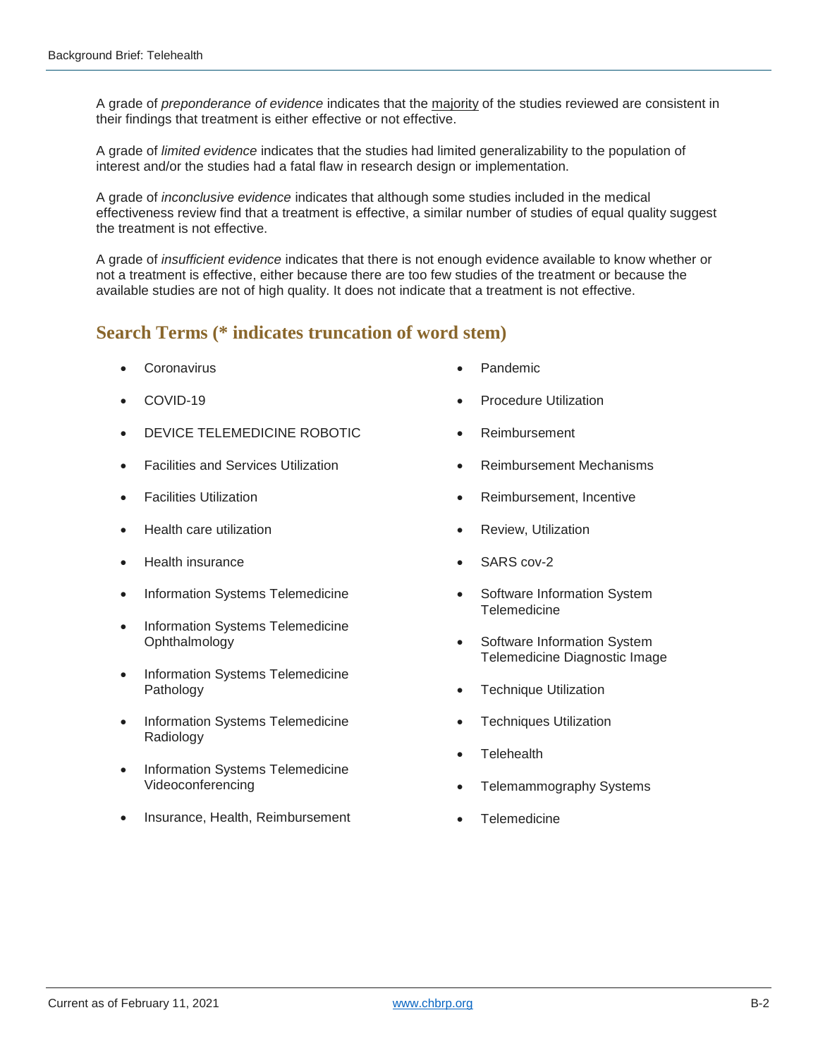A grade of *preponderance of evidence* indicates that the majority of the studies reviewed are consistent in their findings that treatment is either effective or not effective.

A grade of *limited evidence* indicates that the studies had limited generalizability to the population of interest and/or the studies had a fatal flaw in research design or implementation.

A grade of *inconclusive evidence* indicates that although some studies included in the medical effectiveness review find that a treatment is effective, a similar number of studies of equal quality suggest the treatment is not effective.

A grade of *insufficient evidence* indicates that there is not enough evidence available to know whether or not a treatment is effective, either because there are too few studies of the treatment or because the available studies are not of high quality. It does not indicate that a treatment is not effective.

## Search Terms (* indicates truncation of word stem)

- Coronavirus
- COVID-19
- DEVICE TELEMEDICINE ROBOTIC
- Facilities and Services Utilization
- Facilities Utilization
- Health care utilization
- Health insurance
- Information Systems Telemedicine
- Information Systems Telemedicine Ophthalmology
- Information Systems Telemedicine Pathology
- Information Systems Telemedicine Radiology
- Information Systems Telemedicine Videoconferencing
- Insurance, Health, Reimbursement
- Pandemic
- Procedure Utilization
- Reimbursement
- Reimbursement Mechanisms
- Reimbursement, Incentive
- Review, Utilization
- SARS cov-2
- Software Information System Telemedicine
- Software Information System Telemedicine Diagnostic Image
- Technique Utilization
- Techniques Utilization
- Telehealth
- Telemammography Systems
- Telemedicine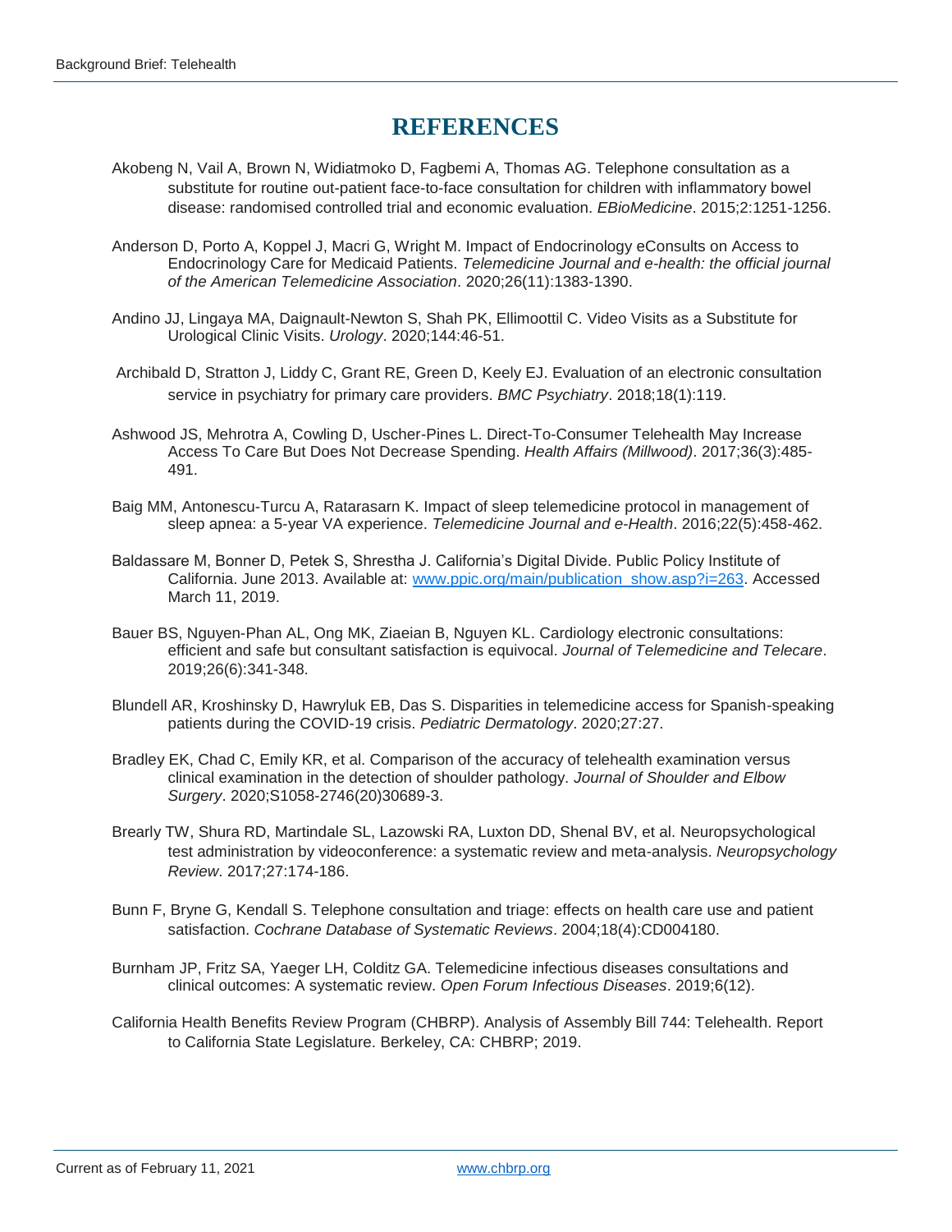# REFERENCES

Akobeng N, Vail A, Brown N, Widiatmoko D, Fagbemi A, Thomas AG. Telephone consultation as a substitute for routine out-patient face-to-face consultation for children with inflammatory bowel disease: randomised controlled trial and economic evaluation. *EBioMedicine*. 2015;2:1251-1256.

Anderson D, Porto A, Koppel J, Macri G, Wright M. Impact of Endocrinology eConsults on Access to Endocrinology Care for Medicaid Patients. *Telemedicine Journal and e-health: the official journal of the American Telemedicine Association*. 2020;26(11):1383-1390.

Andino JJ, Lingaya MA, Daignault-Newton S, Shah PK, Ellimoottil C. Video Visits as a Substitute for Urological Clinic Visits. *Urology*. 2020;144:46-51.

Archibald D, Stratton J, Liddy C, Grant RE, Green D, Keely EJ. Evaluation of an electronic consultation service in psychiatry for primary care providers. *BMC Psychiatry*. 2018;18(1):119.

Ashwood JS, Mehrotra A, Cowling D, Uscher-Pines L. Direct-To-Consumer Telehealth May Increase Access To Care But Does Not Decrease Spending. *Health Affairs (Millwood)*. 2017;36(3):485-491.

Baig MM, Antonescu-Turcu A, Ratarasarn K. Impact of sleep telemedicine protocol in management of sleep apnea: a 5-year VA experience. *Telemedicine Journal and e-Health*. 2016;22(5):458-462.

Baldassare M, Bonner D, Petek S, Shrestha J. California's Digital Divide. Public Policy Institute of California. June 2013. Available at: [www.ppic.org/main/publication_show.asp?i=263](www.ppic.org/main/publication_show.asp?i=263). Accessed March 11, 2019.

Bauer BS, Nguyen-Phan AL, Ong MK, Ziaeian B, Nguyen KL. Cardiology electronic consultations: efficient and safe but consultant satisfaction is equivocal. *Journal of Telemedicine and Telecare*. 2019;26(6):341-348.

Blundell AR, Kroshinsky D, Hawryluk EB, Das S. Disparities in telemedicine access for Spanish-speaking patients during the COVID-19 crisis. *Pediatric Dermatology*. 2020;27:27.

Bradley EK, Chad C, Emily KR, et al. Comparison of the accuracy of telehealth examination versus clinical examination in the detection of shoulder pathology. *Journal of Shoulder and Elbow Surgery*. 2020;S1058-2746(20)30689-3.

Brearly TW, Shura RD, Martindale SL, Lazowski RA, Luxton DD, Shenal BV, et al. Neuropsychological test administration by videoconference: a systematic review and meta-analysis. *Neuropsychology Review*. 2017;27:174-186.

Bunn F, Bryne G, Kendall S. Telephone consultation and triage: effects on health care use and patient satisfaction. *Cochrane Database of Systematic Reviews*. 2004;18(4):CD004180.

Burnham JP, Fritz SA, Yaeger LH, Colditz GA. Telemedicine infectious diseases consultations and clinical outcomes: A systematic review. *Open Forum Infectious Diseases*. 2019;6(12).

California Health Benefits Review Program (CHBRP). Analysis of Assembly Bill 744: Telehealth. Report to California State Legislature. Berkeley, CA: CHBRP; 2019.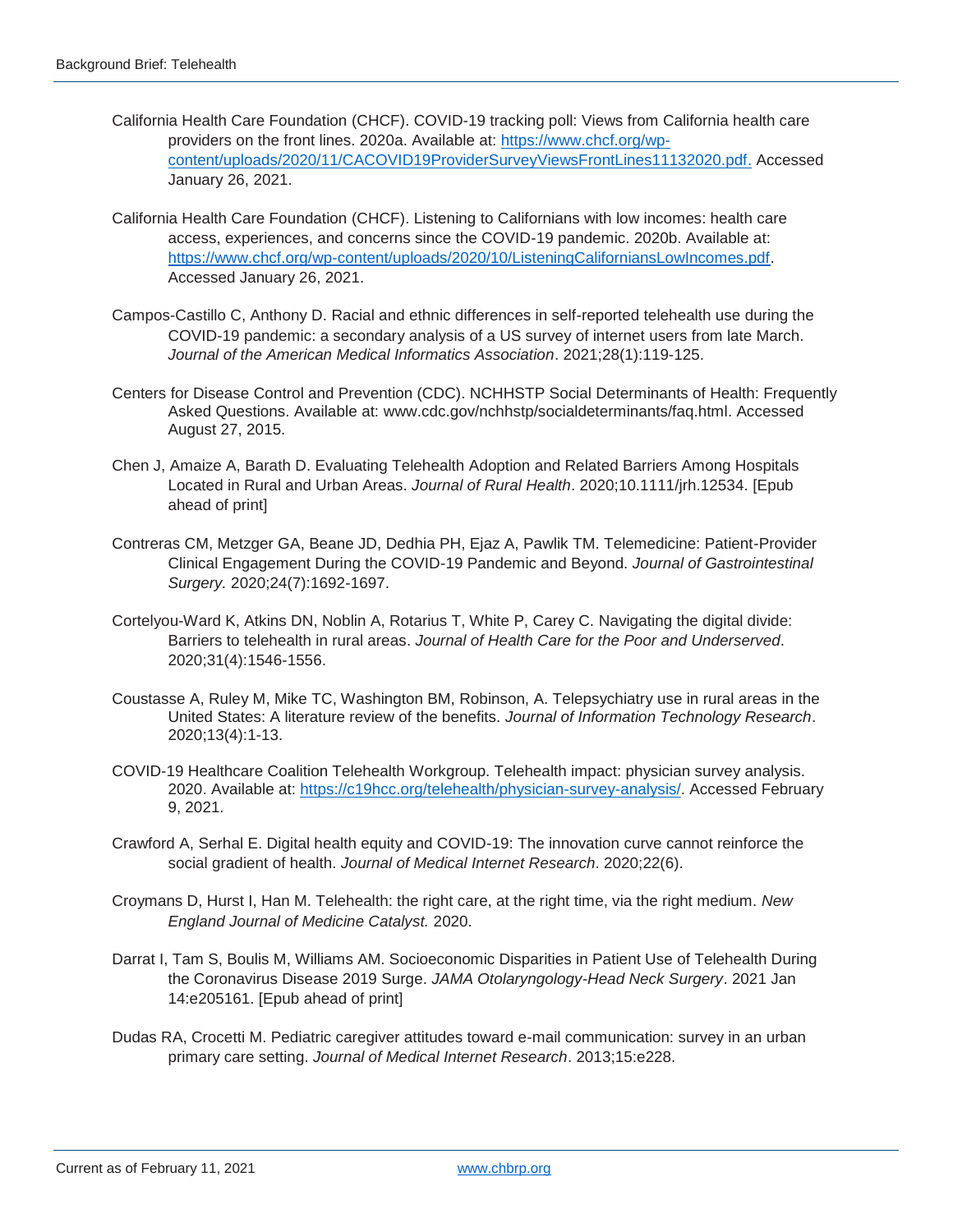California Health Care Foundation (CHCF). COVID-19 tracking poll: Views from California health care providers on the front lines. 2020a. Available at: [https://www.chcf.org/wp-content/uploads/2020/11/CACOVID19ProviderSurveyViewsFrontLines11132020.pdf.](https://www.chcf.org/wp-content/uploads/2020/11/CACOVID19ProviderSurveyViewsFrontLines11132020.pdf) Accessed January 26, 2021.

California Health Care Foundation (CHCF). Listening to Californians with low incomes: health care access, experiences, and concerns since the COVID-19 pandemic. 2020b. Available at: [https://www.chcf.org/wp-content/uploads/2020/10/ListeningCaliforniansLowIncomes.pdf](https://www.chcf.org/wp-content/uploads/2020/10/ListeningCaliforniansLowIncomes.pdf). Accessed January 26, 2021.

Campos-Castillo C, Anthony D. Racial and ethnic differences in self-reported telehealth use during the COVID-19 pandemic: a secondary analysis of a US survey of internet users from late March. *Journal of the American Medical Informatics Association*. 2021;28(1):119-125.

Centers for Disease Control and Prevention (CDC). NCHHSTP Social Determinants of Health: Frequently Asked Questions. Available at: www.cdc.gov/nchhstp/socialdeterminants/faq.html. Accessed August 27, 2015.

Chen J, Amaize A, Barath D. Evaluating Telehealth Adoption and Related Barriers Among Hospitals Located in Rural and Urban Areas. *Journal of Rural Health*. 2020;10.1111/jrh.12534. [Epub ahead of print]

Contreras CM, Metzger GA, Beane JD, Dedhia PH, Ejaz A, Pawlik TM. Telemedicine: Patient-Provider Clinical Engagement During the COVID-19 Pandemic and Beyond. *Journal of Gastrointestinal Surgery.* 2020;24(7):1692-1697.

Cortelyou-Ward K, Atkins DN, Noblin A, Rotarius T, White P, Carey C. Navigating the digital divide: Barriers to telehealth in rural areas. *Journal of Health Care for the Poor and Underserved*. 2020;31(4):1546-1556.

Coustasse A, Ruley M, Mike TC, Washington BM, Robinson, A. Telepsychiatry use in rural areas in the United States: A literature review of the benefits. *Journal of Information Technology Research*. 2020;13(4):1-13.

COVID-19 Healthcare Coalition Telehealth Workgroup. Telehealth impact: physician survey analysis. 2020. Available at: [https://c19hcc.org/telehealth/physician-survey-analysis/](https://c19hcc.org/telehealth/physician-survey-analysis/). Accessed February 9, 2021.

Crawford A, Serhal E. Digital health equity and COVID-19: The innovation curve cannot reinforce the social gradient of health. *Journal of Medical Internet Research*. 2020;22(6).

Croymans D, Hurst I, Han M. Telehealth: the right care, at the right time, via the right medium. *New England Journal of Medicine Catalyst.* 2020.

Darrat I, Tam S, Boulis M, Williams AM. Socioeconomic Disparities in Patient Use of Telehealth During the Coronavirus Disease 2019 Surge. *JAMA Otolaryngology-Head Neck Surgery*. 2021 Jan 14:e205161. [Epub ahead of print]

Dudas RA, Crocetti M. Pediatric caregiver attitudes toward e-mail communication: survey in an urban primary care setting. *Journal of Medical Internet Research*. 2013;15:e228.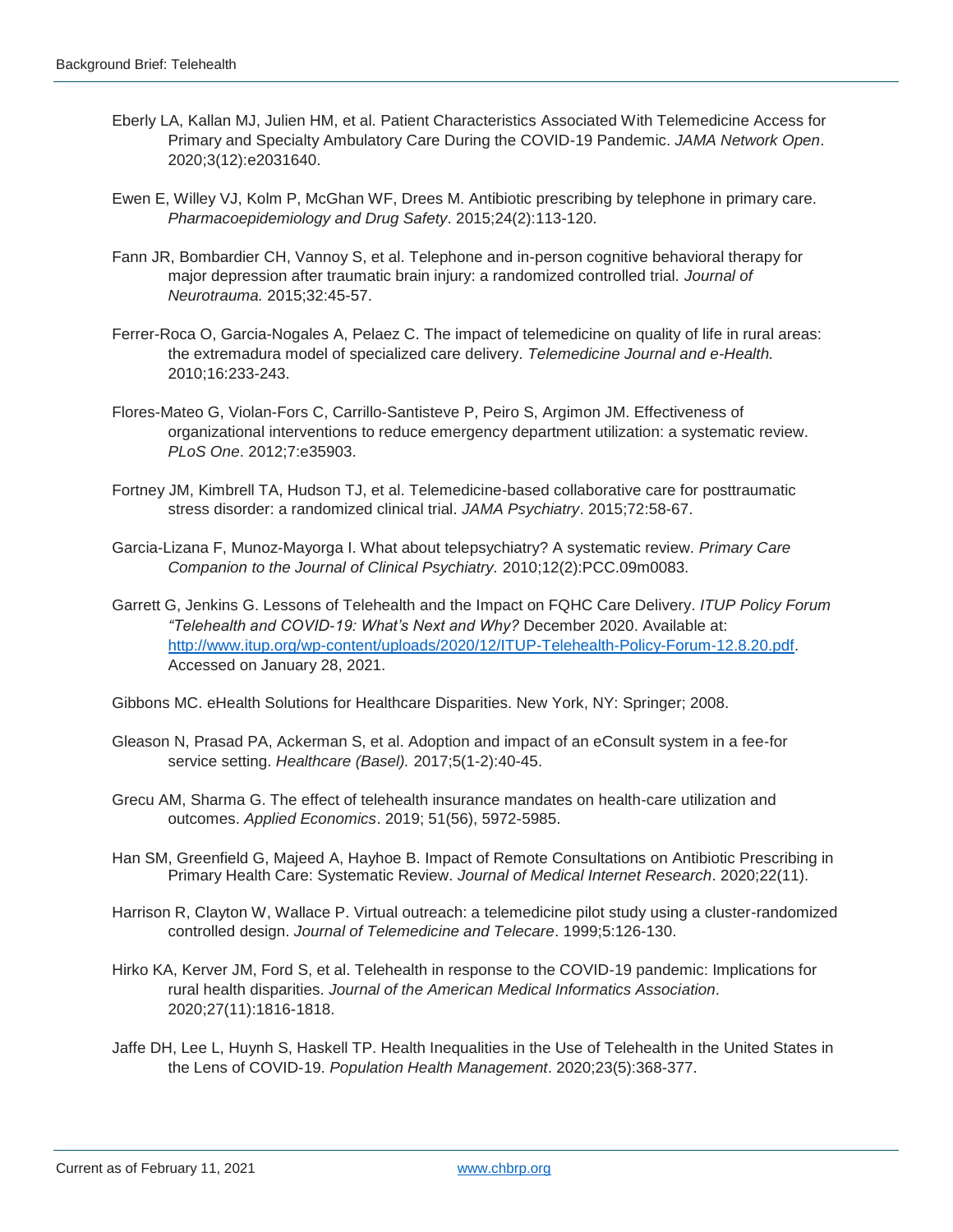Eberly LA, Kallan MJ, Julien HM, et al. Patient Characteristics Associated With Telemedicine Access for Primary and Specialty Ambulatory Care During the COVID-19 Pandemic. *JAMA Network Open*. 2020;3(12):e2031640.

Ewen E, Willey VJ, Kolm P, McGhan WF, Drees M. Antibiotic prescribing by telephone in primary care. *Pharmacoepidemiology and Drug Safety*. 2015;24(2):113-120.

Fann JR, Bombardier CH, Vannoy S, et al. Telephone and in-person cognitive behavioral therapy for major depression after traumatic brain injury: a randomized controlled trial. *Journal of Neurotrauma.* 2015;32:45-57.

Ferrer-Roca O, Garcia-Nogales A, Pelaez C. The impact of telemedicine on quality of life in rural areas: the extremadura model of specialized care delivery. *Telemedicine Journal and e-Health.* 2010;16:233-243.

Flores-Mateo G, Violan-Fors C, Carrillo-Santisteve P, Peiro S, Argimon JM. Effectiveness of organizational interventions to reduce emergency department utilization: a systematic review. *PLoS One*. 2012;7:e35903.

Fortney JM, Kimbrell TA, Hudson TJ, et al. Telemedicine-based collaborative care for posttraumatic stress disorder: a randomized clinical trial. *JAMA Psychiatry*. 2015;72:58-67.

Garcia-Lizana F, Munoz-Mayorga I. What about telepsychiatry? A systematic review. *Primary Care Companion to the Journal of Clinical Psychiatry.* 2010;12(2):PCC.09m00083.

Garrett G, Jenkins G. Lessons of Telehealth and the Impact on FQHC Care Delivery. *ITUP Policy Forum "Telehealth and COVID-19: What's Next and Why?* December 2020. Available at: http://www.itup.org/wp-content/uploads/2020/12/ITUP-Telehealth-Policy-Forum-12.8.20.pdf. Accessed on January 28, 2021.

Gibbons MC. eHealth Solutions for Healthcare Disparities. New York, NY: Springer; 2008.

Gleason N, Prasad PA, Ackerman S, et al. Adoption and impact of an eConsult system in a fee-for service setting. *Healthcare (Basel).* 2017;5(1-2):40-45.

Grecu AM, Sharma G. The effect of telehealth insurance mandates on health-care utilization and outcomes. *Applied Economics*. 2019; 51(56), 5972-5985.

Han SM, Greenfield G, Majeed A, Hayhoe B. Impact of Remote Consultations on Antibiotic Prescribing in Primary Health Care: Systematic Review. *Journal of Medical Internet Research*. 2020;22(11).

Harrison R, Clayton W, Wallace P. Virtual outreach: a telemedicine pilot study using a cluster-randomized controlled design. *Journal of Telemedicine and Telecare*. 1999;5:126-130.

Hirko KA, Kerver JM, Ford S, et al. Telehealth in response to the COVID-19 pandemic: Implications for rural health disparities. *Journal of the American Medical Informatics Association*. 2020;27(11):1816-1818.

Jaffe DH, Lee L, Huynh S, Haskell TP. Health Inequalities in the Use of Telehealth in the United States in the Lens of COVID-19. *Population Health Management*. 2020;23(5):368-377.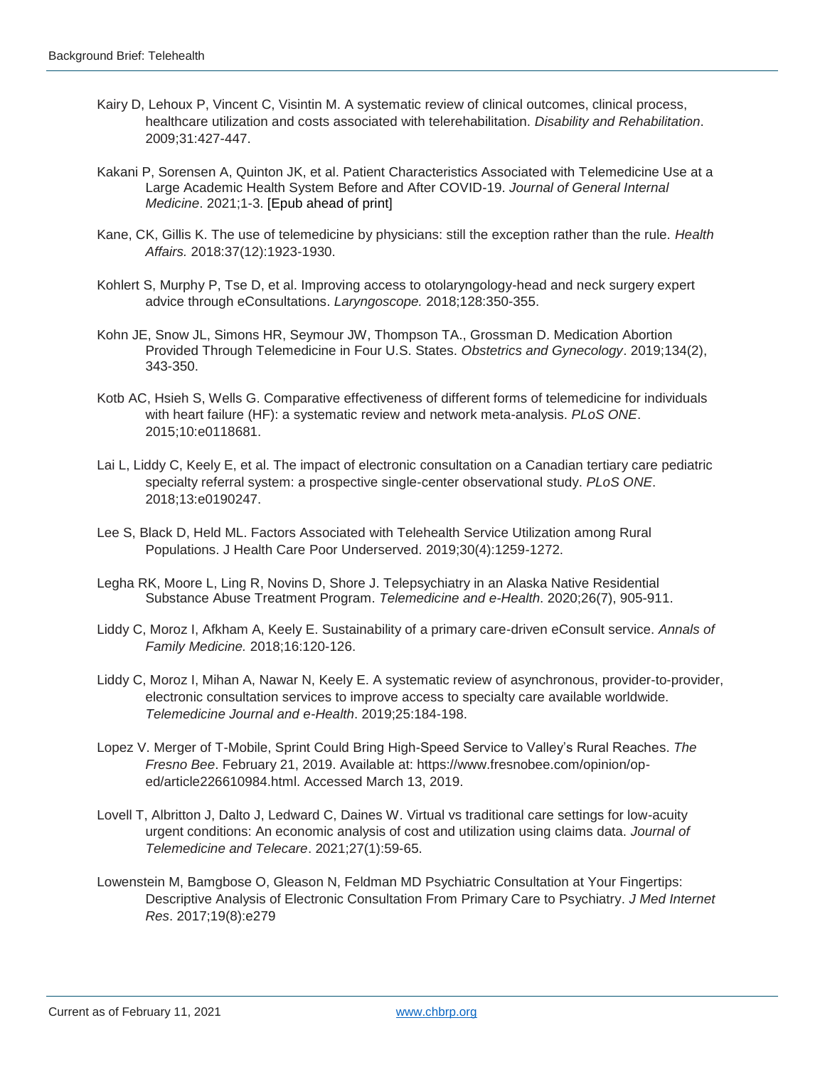Kairy D, Lehoux P, Vincent C, Visintin M. A systematic review of clinical outcomes, clinical process, healthcare utilization and costs associated with telerehabilitation. *Disability and Rehabilitation*. 2009;31:427-447.

Kakani P, Sorensen A, Quinton JK, et al. Patient Characteristics Associated with Telemedicine Use at a Large Academic Health System Before and After COVID-19. *Journal of General Internal Medicine*. 2021;1-3. [Epub ahead of print]

Kane, CK, Gillis K. The use of telemedicine by physicians: still the exception rather than the rule. *Health Affairs.* 2018:37(12):1923-1930.

Kohlert S, Murphy P, Tse D, et al. Improving access to otolaryngology-head and neck surgery expert advice through eConsultations. *Laryngoscope.* 2018;128:350-355.

Kohn JE, Snow JL, Simons HR, Seymour JW, Thompson TA., Grossman D. Medication Abortion Provided Through Telemedicine in Four U.S. States. *Obstetrics and Gynecology*. 2019;134(2), 343-350.

Kotb AC, Hsieh S, Wells G. Comparative effectiveness of different forms of telemedicine for individuals with heart failure (HF): a systematic review and network meta-analysis. *PLoS ONE*. 2015;10:e0118681.

Lai L, Liddy C, Keely E, et al. The impact of electronic consultation on a Canadian tertiary care pediatric specialty referral system: a prospective single-center observational study. *PLoS ONE*. 2018;13:e0190247.

Lee S, Black D, Held ML. Factors Associated with Telehealth Service Utilization among Rural Populations. J Health Care Poor Underserved. 2019;30(4):1259-1272.

Legha RK, Moore L, Ling R, Novins D, Shore J. Telepsychiatry in an Alaska Native Residential Substance Abuse Treatment Program. *Telemedicine and e-Health*. 2020;26(7), 905-911.

Liddy C, Moroz I, Afkham A, Keely E. Sustainability of a primary care-driven eConsult service. *Annals of Family Medicine.* 2018;16:120-126.

Liddy C, Moroz I, Mihan A, Nawar N, Keely E. A systematic review of asynchronous, provider-to-provider, electronic consultation services to improve access to specialty care available worldwide. *Telemedicine Journal and e-Health*. 2019;25:184-198.

Lopez V. Merger of T-Mobile, Sprint Could Bring High-Speed Service to Valley's Rural Reaches. *The Fresno Bee*. February 21, 2019. Available at: https://www.fresnobee.com/opinion/op-ed/article226610984.html. Accessed March 13, 2019.

Lovell T, Albritton J, Dalto J, Ledward C, Daines W. Virtual vs traditional care settings for low-acuity urgent conditions: An economic analysis of cost and utilization using claims data. *Journal of Telemedicine and Telecare*. 2021;27(1):59-65.

Lowenstein M, Bamgbose O, Gleason N, Feldman MD Psychiatric Consultation at Your Fingertips: Descriptive Analysis of Electronic Consultation From Primary Care to Psychiatry. *J Med Internet Res*. 2017;19(8):e279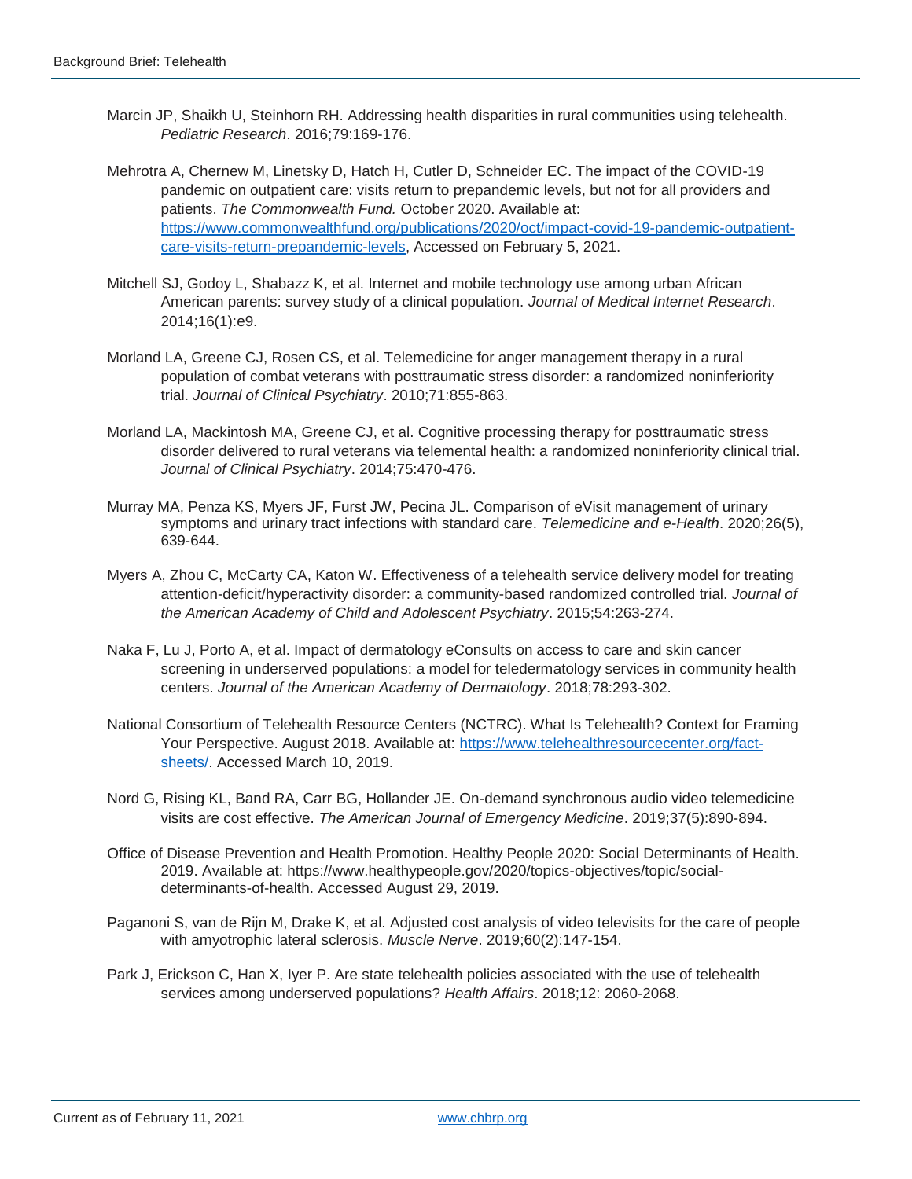Marcin JP, Shaikh U, Steinhorn RH. Addressing health disparities in rural communities using telehealth. *Pediatric Research*. 2016;79:169-176.

Mehrotra A, Chernew M, Linetsky D, Hatch H, Cutler D, Schneider EC. The impact of the COVID-19 pandemic on outpatient care: visits return to prepandemic levels, but not for all providers and patients. *The Commonwealth Fund.* October 2020. Available at: [https://www.commonwealthfund.org/publications/2020/oct/impact-covid-19-pandemic-outpatient-care-visits-return-prepandemic-levels](https://www.commonwealthfund.org/publications/2020/oct/impact-covid-19-pandemic-outpatient-care-visits-return-prepandemic-levels), Accessed on February 5, 2021.

Mitchell SJ, Godoy L, Shabazz K, et al. Internet and mobile technology use among urban African American parents: survey study of a clinical population. *Journal of Medical Internet Research*. 2014;16(1):e9.

Morland LA, Greene CJ, Rosen CS, et al. Telemedicine for anger management therapy in a rural population of combat veterans with posttraumatic stress disorder: a randomized noninferiority trial. *Journal of Clinical Psychiatry*. 2010;71:855-863.

Morland LA, Mackintosh MA, Greene CJ, et al. Cognitive processing therapy for posttraumatic stress disorder delivered to rural veterans via telemental health: a randomized noninferiority clinical trial. *Journal of Clinical Psychiatry*. 2014;75:470-476.

Murray MA, Penza KS, Myers JF, Furst JW, Pecina JL. Comparison of eVisit management of urinary symptoms and urinary tract infections with standard care. *Telemedicine and e-Health*. 2020;26(5), 639-644.

Myers A, Zhou C, McCarty CA, Katon W. Effectiveness of a telehealth service delivery model for treating attention-deficit/hyperactivity disorder: a community-based randomized controlled trial. *Journal of the American Academy of Child and Adolescent Psychiatry*. 2015;54:263-274.

Naka F, Lu J, Porto A, et al. Impact of dermatology eConsults on access to care and skin cancer screening in underserved populations: a model for teledermatology services in community health centers. *Journal of the American Academy of Dermatology*. 2018;78:293-302.

National Consortium of Telehealth Resource Centers (NCTRC). What Is Telehealth? Context for Framing Your Perspective. August 2018. Available at: [https://www.telehealthresourcecenter.org/fact-sheets/](https://www.telehealthresourcecenter.org/fact-sheets/). Accessed March 10, 2019.

Nord G, Rising KL, Band RA, Carr BG, Hollander JE. On-demand synchronous audio video telemedicine visits are cost effective. *The American Journal of Emergency Medicine*. 2019;37(5):890-894.

Office of Disease Prevention and Health Promotion. Healthy People 2020: Social Determinants of Health. 2019. Available at: https://www.healthypeople.gov/2020/topics-objectives/topic/social-determinants-of-health. Accessed August 29, 2019.

Paganoni S, van de Rijn M, Drake K, et al. Adjusted cost analysis of video televisits for the care of people with amyotrophic lateral sclerosis. *Muscle Nerve*. 2019;60(2):147-154.

Park J, Erickson C, Han X, Iyer P. Are state telehealth policies associated with the use of telehealth services among underserved populations? *Health Affairs*. 2018;12: 2060-2068.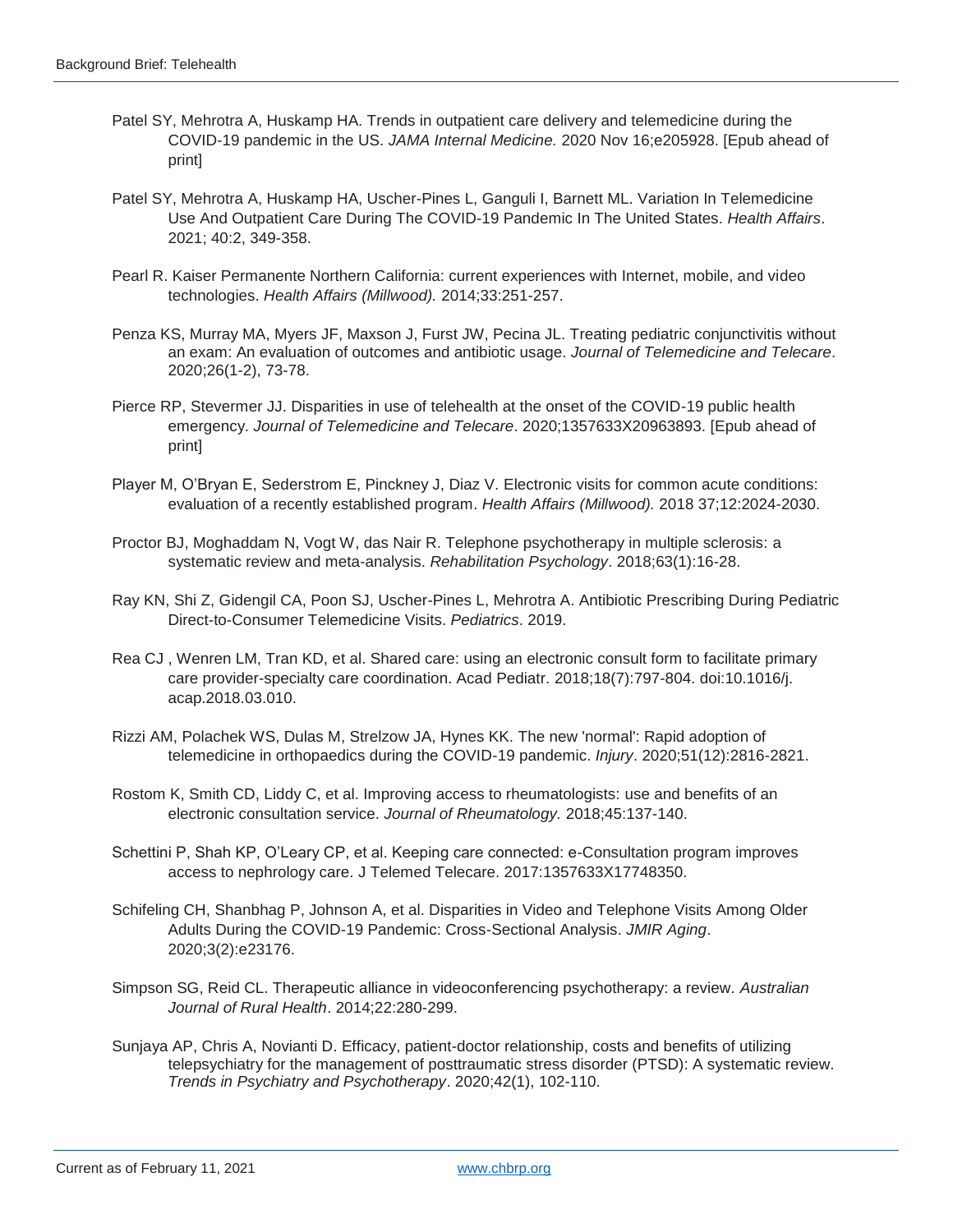Patel SY, Mehrotra A, Huskamp HA. Trends in outpatient care delivery and telemedicine during the COVID-19 pandemic in the US. *JAMA Internal Medicine.* 2020 Nov 16;e205928. [Epub ahead of print]

Patel SY, Mehrotra A, Huskamp HA, Uscher-Pines L, Ganguli I, Barnett ML. Variation In Telemedicine Use And Outpatient Care During The COVID-19 Pandemic In The United States. *Health Affairs*. 2021; 40:2, 349-358.

Pearl R. Kaiser Permanente Northern California: current experiences with Internet, mobile, and video technologies. *Health Affairs (Millwood).* 2014;33:251-257.

Penza KS, Murray MA, Myers JF, Maxson J, Furst JW, Pecina JL. Treating pediatric conjunctivitis without an exam: An evaluation of outcomes and antibiotic usage. *Journal of Telemedicine and Telecare*. 2020;26(1-2), 73-78.

Pierce RP, Stevermer JJ. Disparities in use of telehealth at the onset of the COVID-19 public health emergency. *Journal of Telemedicine and Telecare*. 2020;1357633X20963893. [Epub ahead of print]

Player M, O'Bryan E, Sederstrom E, Pinckney J, Diaz V. Electronic visits for common acute conditions: evaluation of a recently established program. *Health Affairs (Millwood).* 2018 37;12:2024-2030.

Proctor BJ, Moghaddam N, Vogt W, das Nair R. Telephone psychotherapy in multiple sclerosis: a systematic review and meta-analysis. *Rehabilitation Psychology*. 2018;63(1):16-28.

Ray KN, Shi Z, Gidengil CA, Poon SJ, Uscher-Pines L, Mehrotra A. Antibiotic Prescribing During Pediatric Direct-to-Consumer Telemedicine Visits. *Pediatrics*. 2019.

Rea CJ , Wenren LM, Tran KD, et al. Shared care: using an electronic consult form to facilitate primary care provider-specialty care coordination. Acad Pediatr. 2018;18(7):797-804. doi:10.1016/j. acap.2018.03.010.

Rizzi AM, Polachek WS, Dulas M, Strelzow JA, Hynes KK. The new 'normal': Rapid adoption of telemedicine in orthopaedics during the COVID-19 pandemic. *Injury*. 2020;51(12):2816-2821.

Rostom K, Smith CD, Liddy C, et al. Improving access to rheumatologists: use and benefits of an electronic consultation service. *Journal of Rheumatology.* 2018;45:137-140.

Schettini P, Shah KP, O'Leary CP, et al. Keeping care connected: e-Consultation program improves access to nephrology care. J Telemed Telecare. 2017:1357633X17748350.

Schifeling CH, Shanbhag P, Johnson A, et al. Disparities in Video and Telephone Visits Among Older Adults During the COVID-19 Pandemic: Cross-Sectional Analysis. *JMIR Aging*. 2020;3(2):e23176.

Simpson SG, Reid CL. Therapeutic alliance in videoconferencing psychotherapy: a review. *Australian Journal of Rural Health*. 2014;22:280-299.

Sunjaya AP, Chris A, Novianti D. Efficacy, patient-doctor relationship, costs and benefits of utilizing telepsychiatry for the management of posttraumatic stress disorder (PTSD): A systematic review. *Trends in Psychiatry and Psychotherapy*. 2020;42(1), 102-110.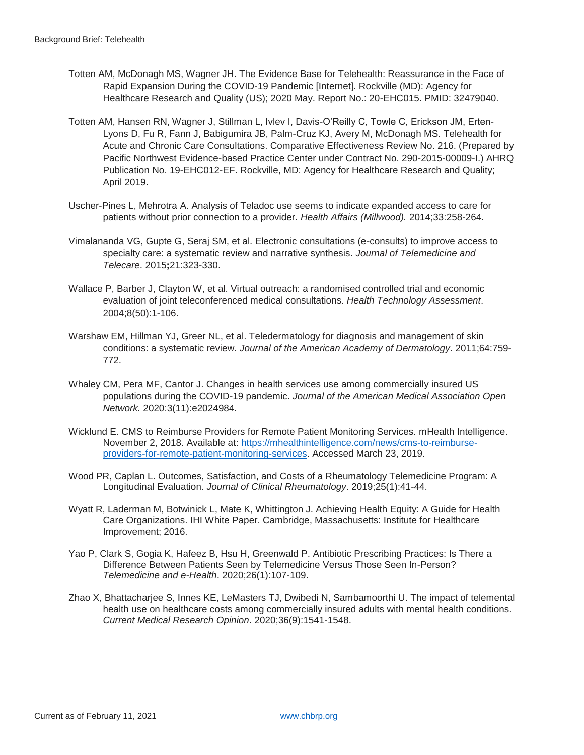Totten AM, McDonagh MS, Wagner JH. The Evidence Base for Telehealth: Reassurance in the Face of Rapid Expansion During the COVID-19 Pandemic [Internet]. Rockville (MD): Agency for Healthcare Research and Quality (US); 2020 May. Report No.: 20-EHC015. PMID: 32479040.

Totten AM, Hansen RN, Wagner J, Stillman L, Ivlev I, Davis-O'Reilly C, Towle C, Erickson JM, Erten-Lyons D, Fu R, Fann J, Babigumira JB, Palm-Cruz KJ, Avery M, McDonagh MS. Telehealth for Acute and Chronic Care Consultations. Comparative Effectiveness Review No. 216. (Prepared by Pacific Northwest Evidence-based Practice Center under Contract No. 290-2015-00009-I.) AHRQ Publication No. 19-EHC012-EF. Rockville, MD: Agency for Healthcare Research and Quality; April 2019.

Uscher-Pines L, Mehrotra A. Analysis of Teladoc use seems to indicate expanded access to care for patients without prior connection to a provider. *Health Affairs (Millwood).* 2014;33:258-264.

Vimalananda VG, Gupte G, Seraj SM, et al. Electronic consultations (e-consults) to improve access to specialty care: a systematic review and narrative synthesis. *Journal of Telemedicine and Telecare*. 2015**;**21:323-330.

Wallace P, Barber J, Clayton W, et al. Virtual outreach: a randomised controlled trial and economic evaluation of joint teleconferenced medical consultations. *Health Technology Assessment*. 2004;8(50):1-106.

Warshaw EM, Hillman YJ, Greer NL, et al. Teledermatology for diagnosis and management of skin conditions: a systematic review. *Journal of the American Academy of Dermatology*. 2011;64:759-772.

Whaley CM, Pera MF, Cantor J. Changes in health services use among commercially insured US populations during the COVID-19 pandemic. *Journal of the American Medical Association Open Network.* 2020:3(11):e2024984.

Wicklund E. CMS to Reimburse Providers for Remote Patient Monitoring Services. mHealth Intelligence. November 2, 2018. Available at: https://mhealthintelligence.com/news/cms-to-reimburse-providers-for-remote-patient-monitoring-services. Accessed March 23, 2019.

Wood PR, Caplan L. Outcomes, Satisfaction, and Costs of a Rheumatology Telemedicine Program: A Longitudinal Evaluation. *Journal of Clinical Rheumatology*. 2019;25(1):41-44.

Wyatt R, Laderman M, Botwinick L, Mate K, Whittington J. Achieving Health Equity: A Guide for Health Care Organizations. IHI White Paper. Cambridge, Massachusetts: Institute for Healthcare Improvement; 2016.

Yao P, Clark S, Gogia K, Hafeez B, Hsu H, Greenwald P. Antibiotic Prescribing Practices: Is There a Difference Between Patients Seen by Telemedicine Versus Those Seen In-Person? *Telemedicine and e-Health*. 2020;26(1):107-109.

Zhao X, Bhattacharjee S, Innes KE, LeMasters TJ, Dwibedi N, Sambamoorthi U. The impact of telemental health use on healthcare costs among commercially insured adults with mental health conditions. *Current Medical Research Opinion*. 2020;36(9):1541-1548.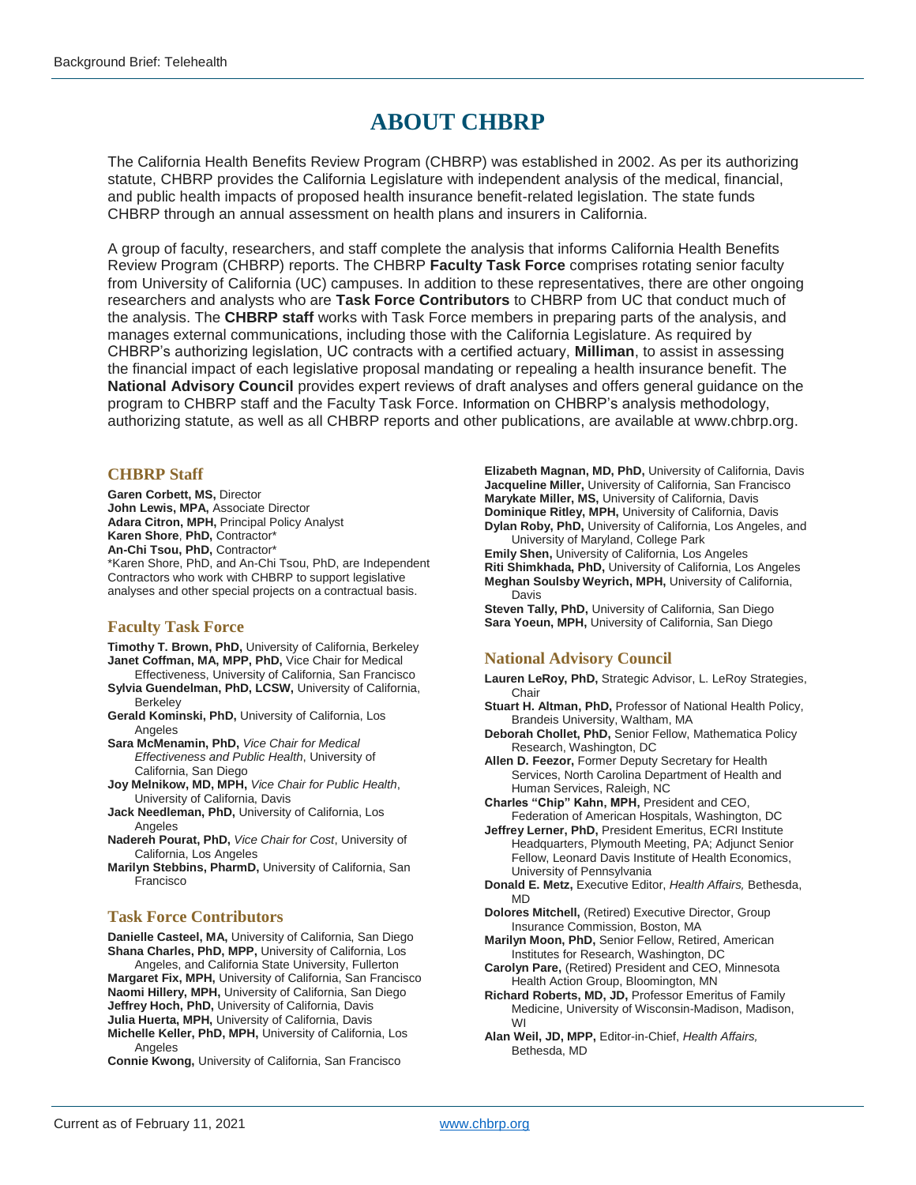# ABOUT CHBRP

The California Health Benefits Review Program (CHBRP) was established in 2002. As per its authorizing statute, CHBRP provides the California Legislature with independent analysis of the medical, financial, and public health impacts of proposed health insurance benefit-related legislation. The state funds CHBRP through an annual assessment on health plans and insurers in California.

A group of faculty, researchers, and staff complete the analysis that informs California Health Benefits Review Program (CHBRP) reports. The CHBRP **Faculty Task Force** comprises rotating senior faculty from University of California (UC) campuses. In addition to these representatives, there are other ongoing researchers and analysts who are **Task Force Contributors** to CHBRP from UC that conduct much of the analysis. The **CHBRP staff** works with Task Force members in preparing parts of the analysis, and manages external communications, including those with the California Legislature. As required by CHBRP's authorizing legislation, UC contracts with a certified actuary, **Milliman**, to assist in assessing the financial impact of each legislative proposal mandating or repealing a health insurance benefit. The **National Advisory Council** provides expert reviews of draft analyses and offers general guidance on the program to CHBRP staff and the Faculty Task Force. Information on CHBRP's analysis methodology, authorizing statute, as well as all CHBRP reports and other publications, are available at www.chbrp.org.

## CHBRP Staff

**Garen Corbett, MS,** Director  
**John Lewis, MPA,** Associate Director  
**Adara Citron, MPH,** Principal Policy Analyst  
**Karen Shore**, **PhD,** Contractor*  
**An-Chi Tsou, PhD,** Contractor*  
*Karen Shore, PhD, and An-Chi Tsou, PhD, are Independent Contractors who work with CHBRP to support legislative analyses and other special projects on a contractual basis.

## Faculty Task Force

**Timothy T. Brown, PhD,** University of California, Berkeley  
**Janet Coffman, MA, MPP, PhD,** Vice Chair for Medical Effectiveness, University of California, San Francisco  
**Sylvia Guendelman, PhD, LCSW,** University of California, Berkeley  
**Gerald Kominski, PhD,** University of California, Los Angeles  
**Sara McMenamin, PhD,** *Vice Chair for Medical Effectiveness and Public Health*, University of California, San Diego  
**Joy Melnikow, MD, MPH,** *Vice Chair for Public Health*, University of California, Davis  
**Jack Needleman, PhD,** University of California, Los Angeles  
**Nadereh Pourat, PhD,** *Vice Chair for Cost*, University of California, Los Angeles  
**Marilyn Stebbins, PharmD,** University of California, San Francisco

## Task Force Contributors

**Danielle Casteel, MA,** University of California, San Diego  
**Shana Charles, PhD, MPP,** University of California, Los Angeles, and California State University, Fullerton  
**Margaret Fix, MPH,** University of California, San Francisco  
**Naomi Hillery, MPH,** University of California, San Diego  
**Jeffrey Hoch, PhD,** University of California, Davis  
**Julia Huerta, MPH,** University of California, Davis  
**Michelle Keller, PhD, MPH,** University of California, Los Angeles  
**Connie Kwong,** University of California, San Francisco  
**Elizabeth Magnan, MD, PhD,** University of California, Davis  
**Jacqueline Miller,** University of California, San Francisco  
**Marykate Miller, MS,** University of California, Davis  
**Dominique Ritley, MPH,** University of California, Davis  
**Dylan Roby, PhD,** University of California, Los Angeles, and University of Maryland, College Park  
**Emily Shen,** University of California, Los Angeles  
**Riti Shimkhada, PhD,** University of California, Los Angeles  
**Meghan Soulsby Weyrich, MPH,** University of California, Davis  
**Steven Tally, PhD,** University of California, San Diego  
**Sara Yoeun, MPH,** University of California, San Diego

## National Advisory Council

**Lauren LeRoy, PhD,** Strategic Advisor, L. LeRoy Strategies, Chair  
**Stuart H. Altman, PhD,** Professor of National Health Policy, Brandeis University, Waltham, MA  
**Deborah Chollet, PhD,** Senior Fellow, Mathematica Policy Research, Washington, DC  
**Allen D. Feezor,** Former Deputy Secretary for Health Services, North Carolina Department of Health and Human Services, Raleigh, NC  
**Charles "Chip" Kahn, MPH,** President and CEO, Federation of American Hospitals, Washington, DC  
**Jeffrey Lerner, PhD,** President Emeritus, ECRI Institute Headquarters, Plymouth Meeting, PA; Adjunct Senior Fellow, Leonard Davis Institute of Health Economics, University of Pennsylvania  
**Donald E. Metz,** Executive Editor, *Health Affairs,* Bethesda, MD  
**Dolores Mitchell,** (Retired) Executive Director, Group Insurance Commission, Boston, MA  
**Marilyn Moon, PhD,** Senior Fellow, Retired, American Institutes for Research, Washington, DC  
**Carolyn Pare,** (Retired) President and CEO, Minnesota Health Action Group, Bloomington, MN  
**Richard Roberts, MD, JD,** Professor Emeritus of Family Medicine, University of Wisconsin-Madison, Madison, WI  
**Alan Weil, JD, MPP,** Editor-in-Chief, *Health Affairs,* Bethesda, MD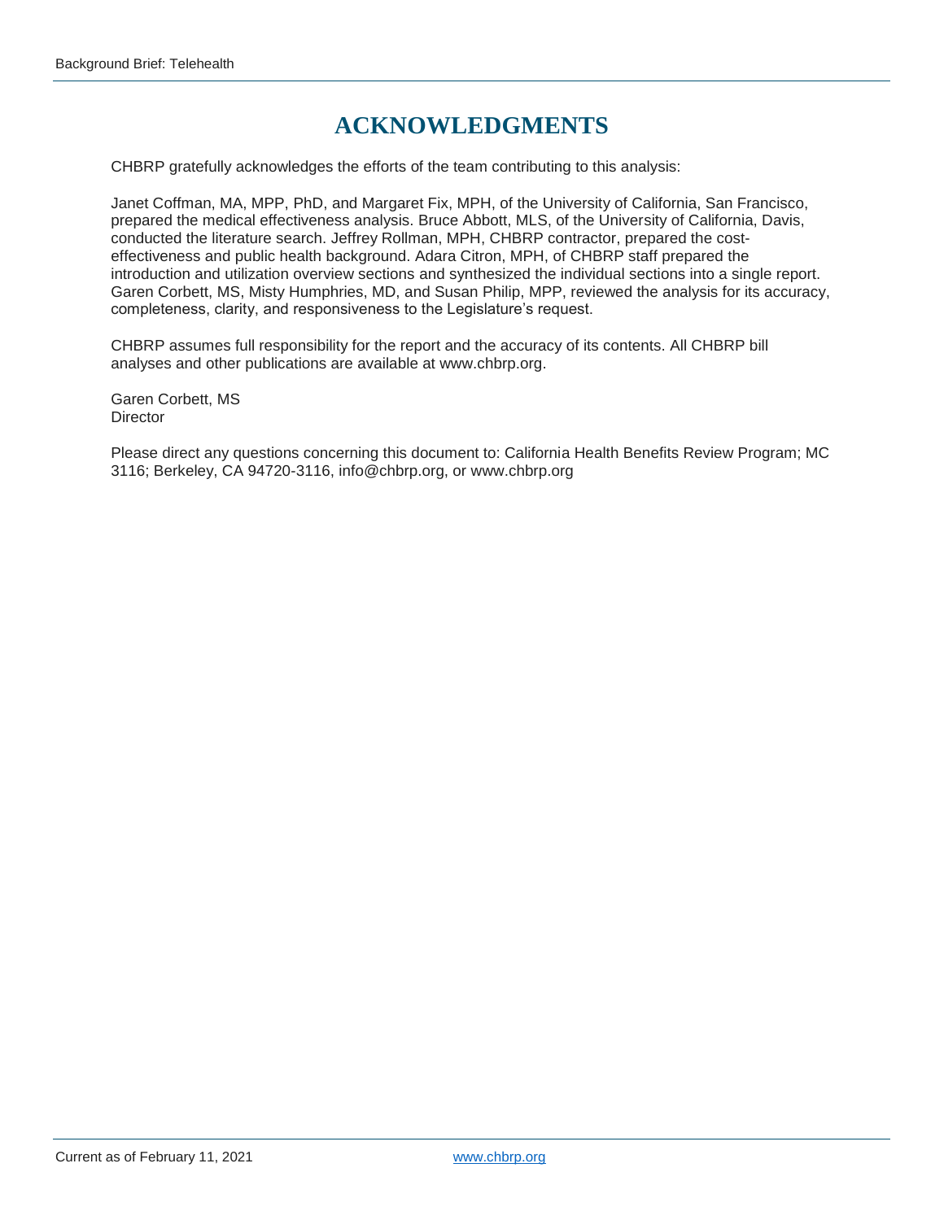# ACKNOWLEDGMENTS

CHBRP gratefully acknowledges the efforts of the team contributing to this analysis:

Janet Coffman, MA, MPP, PhD, and Margaret Fix, MPH, of the University of California, San Francisco, prepared the medical effectiveness analysis. Bruce Abbott, MLS, of the University of California, Davis, conducted the literature search. Jeffrey Rollman, MPH, CHBRP contractor, prepared the cost-effectiveness and public health background. Adara Citron, MPH, of CHBRP staff prepared the introduction and utilization overview sections and synthesized the individual sections into a single report. Garen Corbett, MS, Misty Humphries, MD, and Susan Philip, MPP, reviewed the analysis for its accuracy, completeness, clarity, and responsiveness to the Legislature's request.

CHBRP assumes full responsibility for the report and the accuracy of its contents. All CHBRP bill analyses and other publications are available at www.chbrp.org.

Garen Corbett, MS
Director

Please direct any questions concerning this document to: California Health Benefits Review Program; MC 3116; Berkeley, CA 94720-3116, info@chbrp.org, or www.chbrp.org